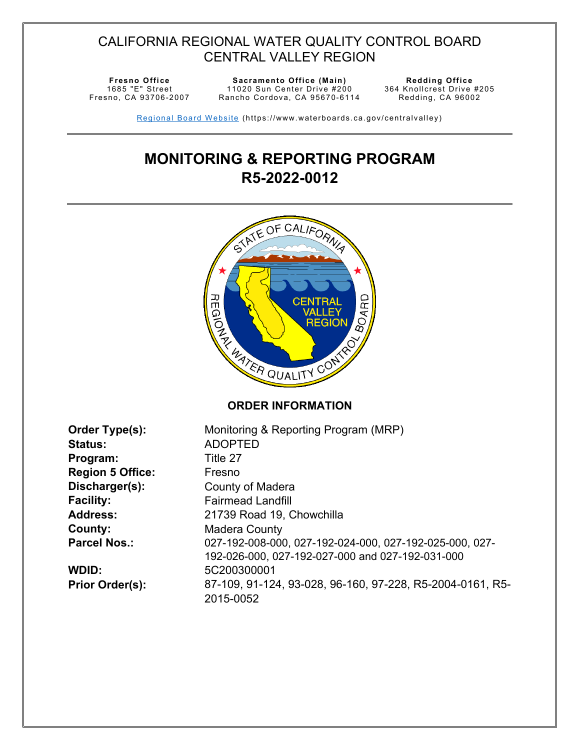# CALIFORNIA REGIONAL WATER QUALITY CONTROL BOARD
# CENTRAL VALLEY REGION

**Fresno Office**
1685 "E" Street
Fresno, CA 93706-2007

**Sacramento Office (Main)**
11020 Sun Center Drive #200
Rancho Cordova, CA 95670-6114

**Redding Office**
364 Knollcrest Drive #205
Redding, CA 96002

[Regional Board Website](https://www.waterboards.ca.gov/centralvalley) (https://www.waterboards.ca.gov/centralvalley)

# MONITORING & REPORTING PROGRAM R5-2022-0012

## ORDER INFORMATION

**Order Type(s):** Monitoring & Reporting Program (MRP)
**Status:** ADOPTED
**Program:** Title 27
**Region 5 Office:** Fresno
**Discharger(s):** County of Madera
**Facility:** Fairmead Landfill
**Address:** 21739 Road 19, Chowchilla
**County:** Madera County
**Parcel Nos.:** 027-192-008-000, 027-192-024-000, 027-192-025-000, 027-192-026-000, 027-192-027-000 and 027-192-031-000
**WDID:** 5C200300001
**Prior Order(s):** 87-109, 91-124, 93-028, 96-160, 97-228, R5-2004-0161, R5-2015-0052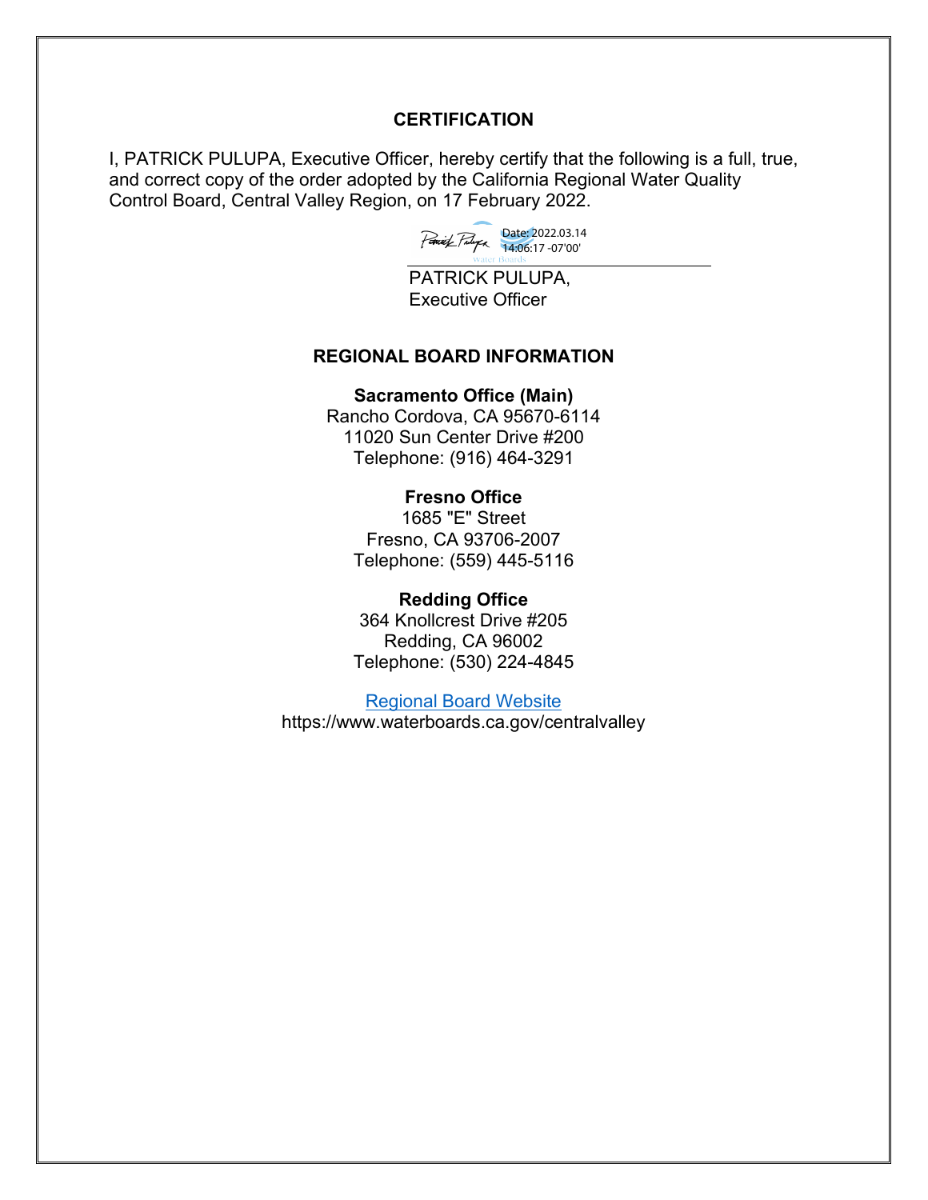## CERTIFICATION

I, PATRICK PULUPA, Executive Officer, hereby certify that the following is a full, true, and correct copy of the order adopted by the California Regional Water Quality Control Board, Central Valley Region, on 17 February 2022.

Date: 2022.03.14 14:06:17 -07'00'

PATRICK PULUPA,
Executive Officer

## REGIONAL BOARD INFORMATION

**Sacramento Office (Main)**
Rancho Cordova, CA 95670-6114
11020 Sun Center Drive #200
Telephone: (916) 464-3291

**Fresno Office**
1685 "E" Street
Fresno, CA 93706-2007
Telephone: (559) 445-5116

**Redding Office**
364 Knollcrest Drive #205
Redding, CA 96002
Telephone: (530) 224-4845

Regional Board Website
https://www.waterboards.ca.gov/centralvalley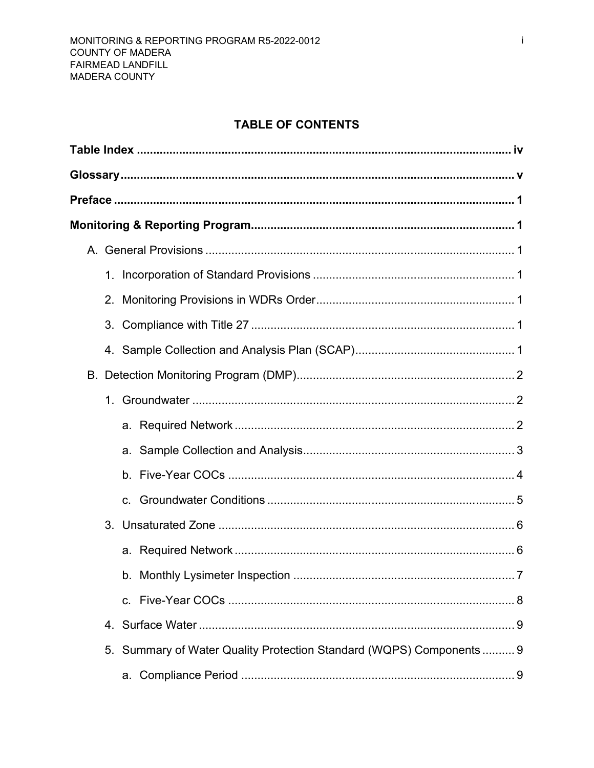## TABLE OF CONTENTS

**Table Index** .................................................................................................... iv

**Glossary** ......................................................................................................... v

**Preface** ........................................................................................................... 1

**Monitoring & Reporting Program** ...................................................................... 1

A. General Provisions ........................................................................................ 1

1. Incorporation of Standard Provisions ........................................................ 1
2. Monitoring Provisions in WDRs Order ...................................................... 1
3. Compliance with Title 27 ........................................................................... 1
4. Sample Collection and Analysis Plan (SCAP) ........................................... 1

B. Detection Monitoring Program (DMP) ............................................................ 2

1. Groundwater ............................................................................................. 2
   a. Required Network ................................................................................ 2
   a. Sample Collection and Analysis ........................................................... 3
   b. Five-Year COCs ................................................................................... 4
   c. Groundwater Conditions ...................................................................... 5
3. Unsaturated Zone ..................................................................................... 6
   a. Required Network ................................................................................ 6
   b. Monthly Lysimeter Inspection .............................................................. 7
   c. Five-Year COCs ................................................................................... 8
4. Surface Water ........................................................................................... 9
5. Summary of Water Quality Protection Standard (WQPS) Components .......... 9
   a. Compliance Period .............................................................................. 9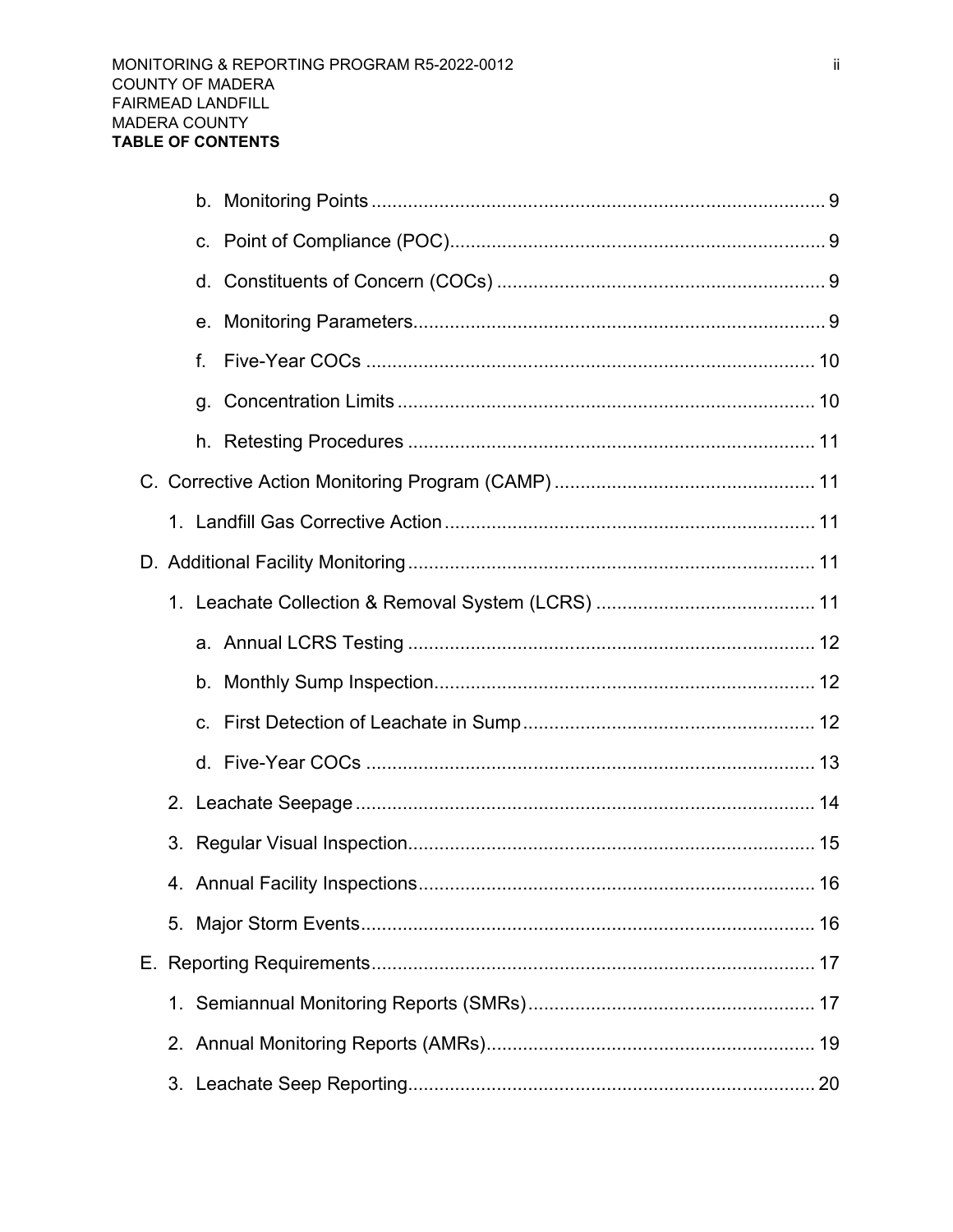b. Monitoring Points ........................................................................................ 9

c. Point of Compliance (POC)........................................................................ 9

d. Constituents of Concern (COCs) ............................................................... 9

e. Monitoring Parameters............................................................................... 9

f. Five-Year COCs ....................................................................................... 10

g. Concentration Limits ................................................................................ 10

h. Retesting Procedures .............................................................................. 11

C. Corrective Action Monitoring Program (CAMP) .................................................. 11

1. Landfill Gas Corrective Action ....................................................................... 11

D. Additional Facility Monitoring .............................................................................. 11

1. Leachate Collection & Removal System (LCRS) .......................................... 11

a. Annual LCRS Testing .............................................................................. 12

b. Monthly Sump Inspection......................................................................... 12

c. First Detection of Leachate in Sump ........................................................ 12

d. Five-Year COCs ....................................................................................... 13

2. Leachate Seepage ........................................................................................ 14

3. Regular Visual Inspection.............................................................................. 15

4. Annual Facility Inspections............................................................................ 16

5. Major Storm Events....................................................................................... 16

E. Reporting Requirements..................................................................................... 17

1. Semiannual Monitoring Reports (SMRs) ....................................................... 17

2. Annual Monitoring Reports (AMRs)............................................................... 19

3. Leachate Seep Reporting.............................................................................. 20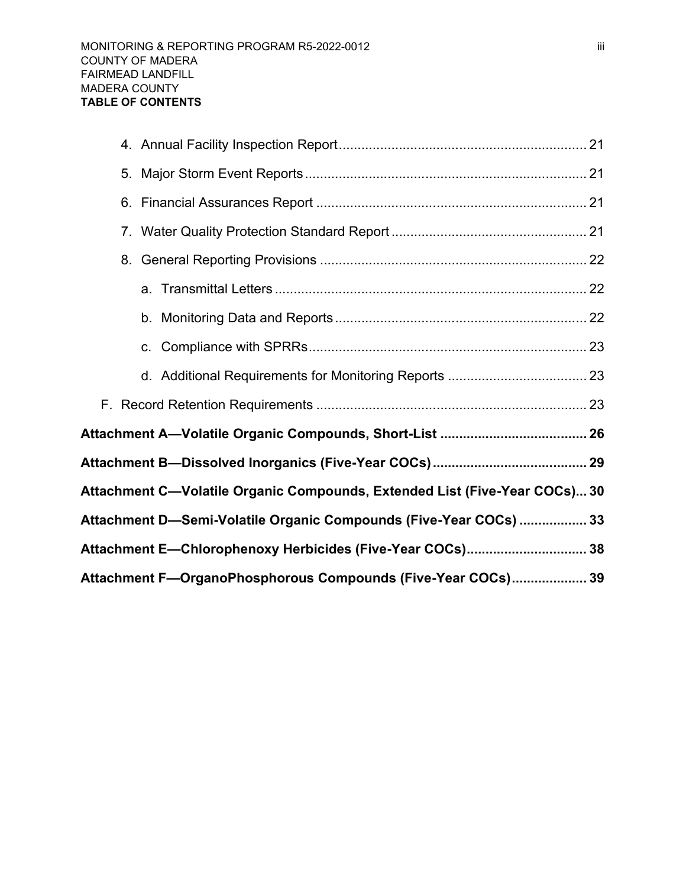4. Annual Facility Inspection Report ........ 21
5. Major Storm Event Reports ........ 21
6. Financial Assurances Report ........ 21
7. Water Quality Protection Standard Report ........ 21
8. General Reporting Provisions ........ 22
    a. Transmittal Letters ........ 22
    b. Monitoring Data and Reports ........ 22
    c. Compliance with SPRRs ........ 23
    d. Additional Requirements for Monitoring Reports ........ 23

F. Record Retention Requirements ........ 23

**Attachment A—Volatile Organic Compounds, Short-List ........ 26**

**Attachment B—Dissolved Inorganics (Five-Year COCs) ........ 29**

**Attachment C—Volatile Organic Compounds, Extended List (Five-Year COCs)... 30**

**Attachment D—Semi-Volatile Organic Compounds (Five-Year COCs) ........ 33**

**Attachment E—Chlorophenoxy Herbicides (Five-Year COCs) ........ 38**

**Attachment F—OrganoPhosphorous Compounds (Five-Year COCs) ........ 39**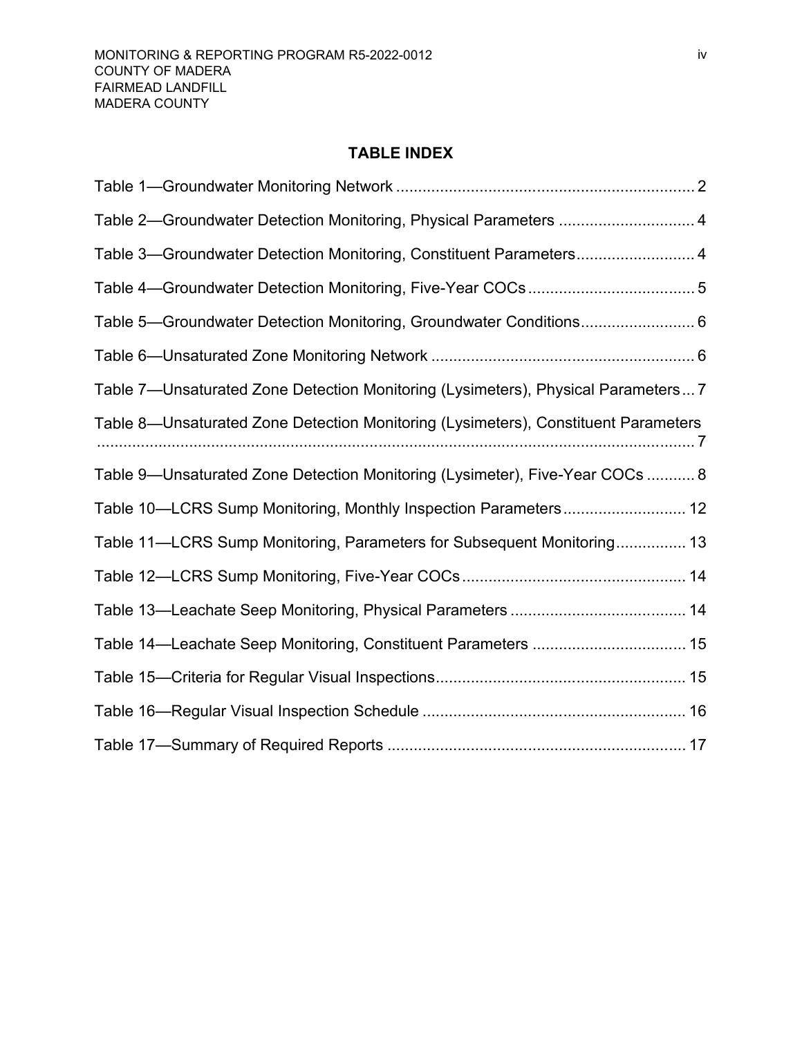# TABLE INDEX

Table 1—Groundwater Monitoring Network .................................................................... 2

Table 2—Groundwater Detection Monitoring, Physical Parameters ............................... 4

Table 3—Groundwater Detection Monitoring, Constituent Parameters........................... 4

Table 4—Groundwater Detection Monitoring, Five-Year COCs ...................................... 5

Table 5—Groundwater Detection Monitoring, Groundwater Conditions.......................... 6

Table 6—Unsaturated Zone Monitoring Network ............................................................ 6

Table 7—Unsaturated Zone Detection Monitoring (Lysimeters), Physical Parameters... 7

Table 8—Unsaturated Zone Detection Monitoring (Lysimeters), Constituent Parameters ........................................................................................................................... 7

Table 9—Unsaturated Zone Detection Monitoring (Lysimeter), Five-Year COCs ........... 8

Table 10—LCRS Sump Monitoring, Monthly Inspection Parameters............................ 12

Table 11—LCRS Sump Monitoring, Parameters for Subsequent Monitoring................ 13

Table 12—LCRS Sump Monitoring, Five-Year COCs................................................... 14

Table 13—Leachate Seep Monitoring, Physical Parameters ........................................ 14

Table 14—Leachate Seep Monitoring, Constituent Parameters ................................... 15

Table 15—Criteria for Regular Visual Inspections......................................................... 15

Table 16—Regular Visual Inspection Schedule ............................................................ 16

Table 17—Summary of Required Reports .................................................................... 17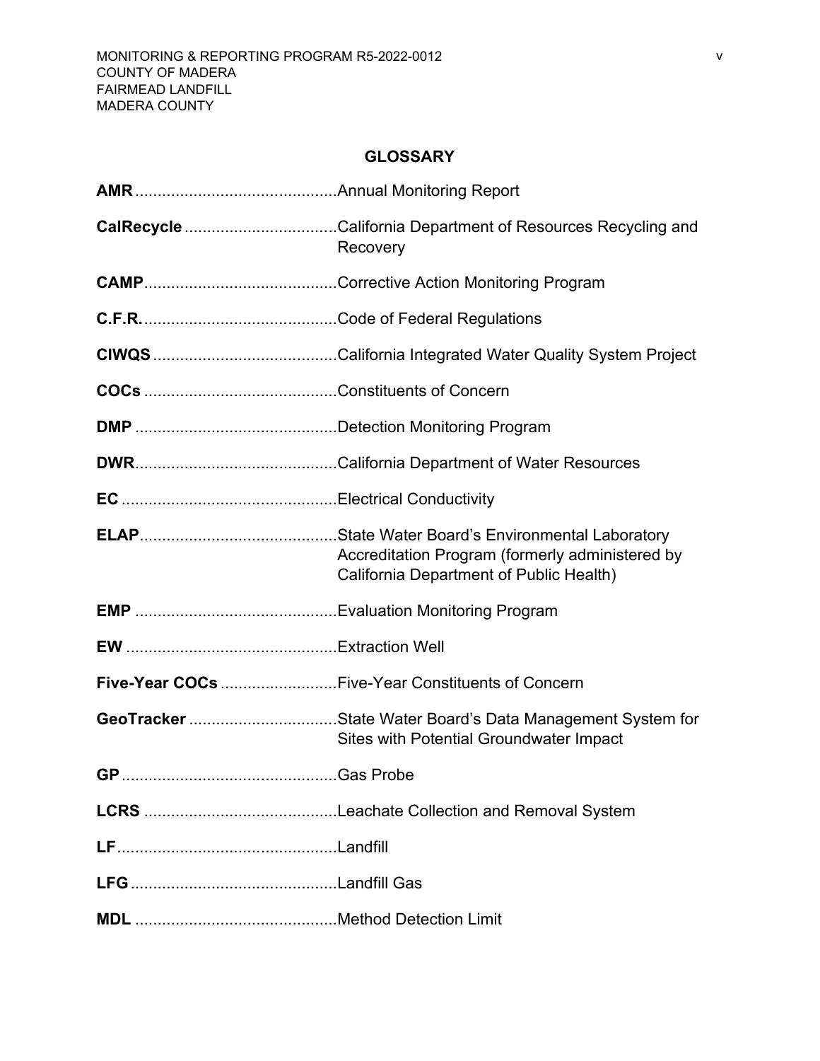## GLOSSARY

**AMR** .............................................Annual Monitoring Report

**CalRecycle** ..................................California Department of Resources Recycling and Recovery

**CAMP**...........................................Corrective Action Monitoring Program

**C.F.R.**............................................Code of Federal Regulations

**CIWQS** .........................................California Integrated Water Quality System Project

**COCs** ...........................................Constituents of Concern

**DMP** .............................................Detection Monitoring Program

**DWR**.............................................California Department of Water Resources

**EC** ................................................Electrical Conductivity

**ELAP**............................................State Water Board's Environmental Laboratory Accreditation Program (formerly administered by California Department of Public Health)

**EMP** .............................................Evaluation Monitoring Program

**EW** ...............................................Extraction Well

**Five-Year COCs** ..........................Five-Year Constituents of Concern

**GeoTracker** .................................State Water Board's Data Management System for Sites with Potential Groundwater Impact

**GP**................................................Gas Probe

**LCRS** ...........................................Leachate Collection and Removal System

**LF**.................................................Landfill

**LFG**..............................................Landfill Gas

**MDL** .............................................Method Detection Limit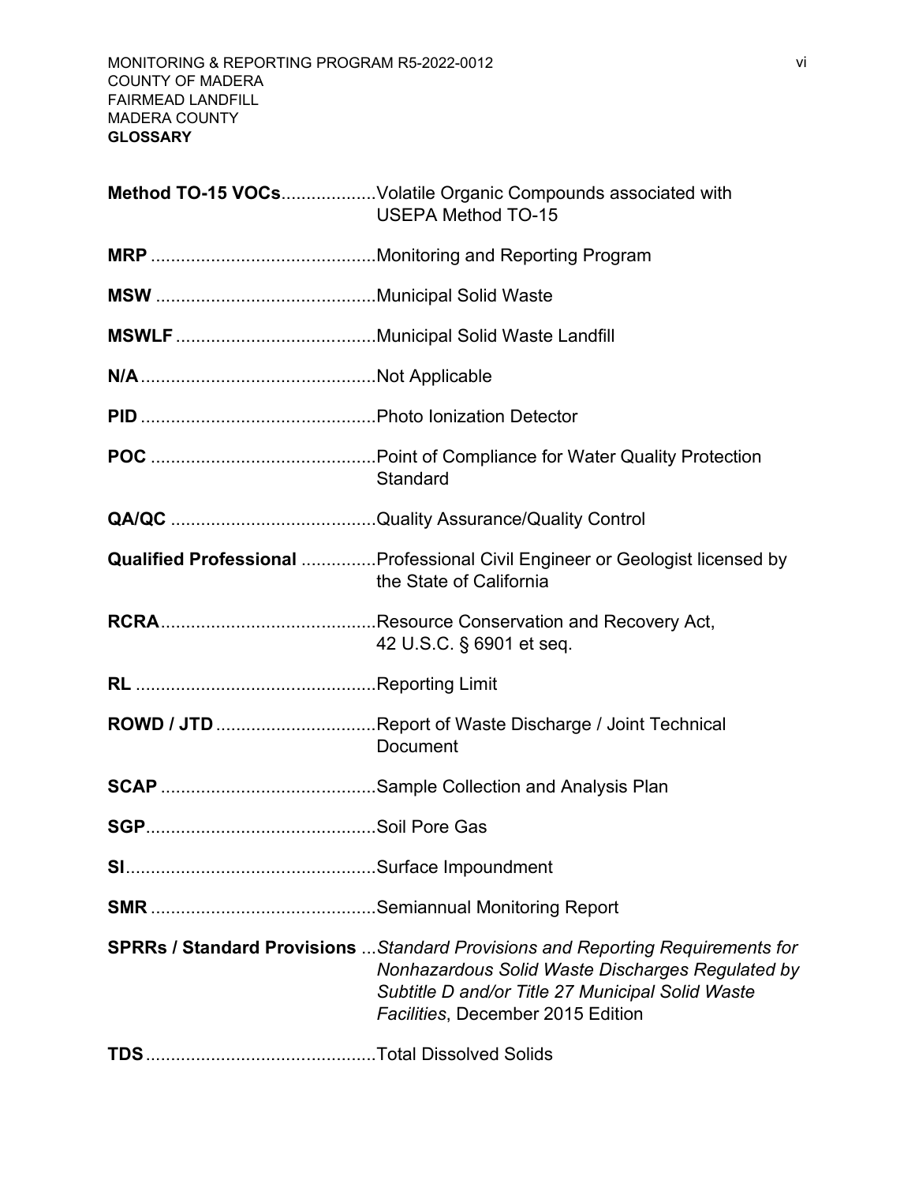**Method TO-15 VOCs**...................Volatile Organic Compounds associated with USEPA Method TO-15

**MRP** .............................................Monitoring and Reporting Program

**MSW** ............................................Municipal Solid Waste

**MSWLF** ........................................Municipal Solid Waste Landfill

**N/A**...............................................Not Applicable

**PID** ...............................................Photo Ionization Detector

**POC** .............................................Point of Compliance for Water Quality Protection Standard

**QA/QC** .........................................Quality Assurance/Quality Control

**Qualified Professional** ...............Professional Civil Engineer or Geologist licensed by the State of California

**RCRA**...........................................Resource Conservation and Recovery Act, 42 U.S.C. § 6901 et seq.

**RL** ................................................Reporting Limit

**ROWD / JTD** ................................Report of Waste Discharge / Joint Technical Document

**SCAP** ...........................................Sample Collection and Analysis Plan

**SGP**..............................................Soil Pore Gas

**SI**..................................................Surface Impoundment

**SMR** .............................................Semiannual Monitoring Report

**SPRRs / Standard Provisions** ...*Standard Provisions and Reporting Requirements for Nonhazardous Solid Waste Discharges Regulated by Subtitle D and/or Title 27 Municipal Solid Waste Facilities*, December 2015 Edition

**TDS**..............................................Total Dissolved Solids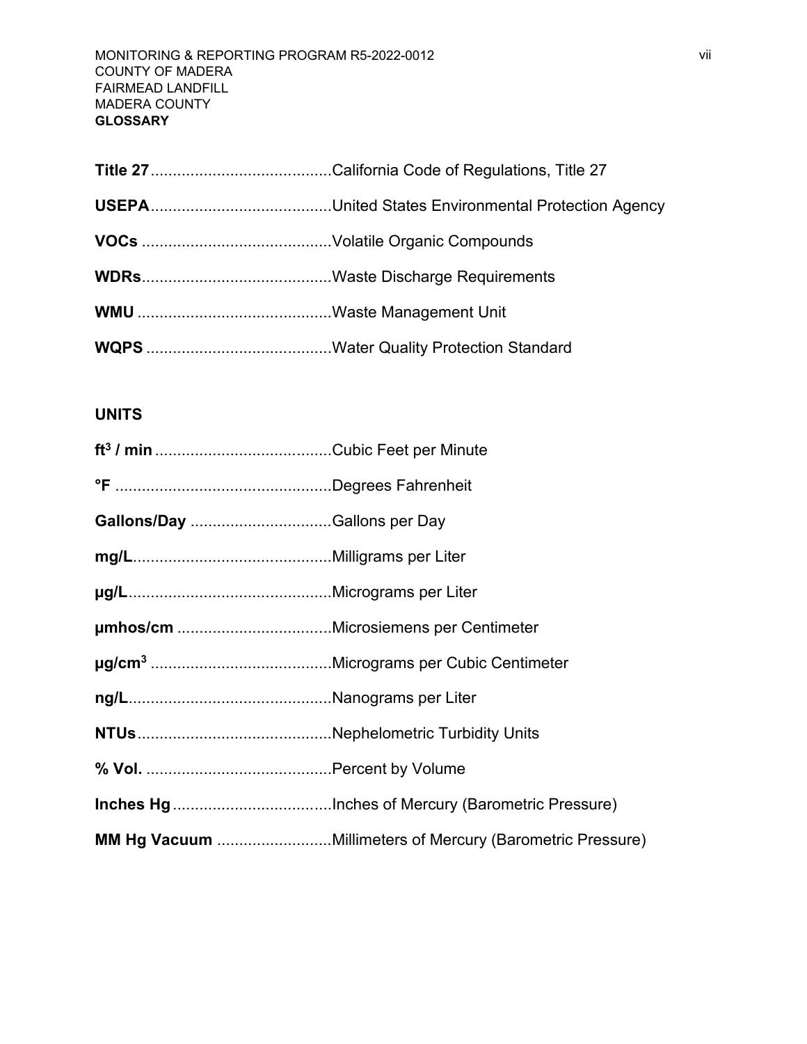**Title 27**.........................................California Code of Regulations, Title 27

**USEPA**.........................................United States Environmental Protection Agency

**VOCs** ...........................................Volatile Organic Compounds

**WDRs**...........................................Waste Discharge Requirements

**WMU** ............................................Waste Management Unit

**WQPS** ..........................................Water Quality Protection Standard

**UNITS**

**$ft^3$ / min**........................................Cubic Feet per Minute

**°F** .................................................Degrees Fahrenheit

**Gallons/Day** ................................Gallons per Day

**mg/L**.............................................Milligrams per Liter

**µg/L**..............................................Micrograms per Liter

**µmhos/cm** ...................................Microsiemens per Centimeter

**$µg/cm^3$** .........................................Micrograms per Cubic Centimeter

**ng/L**..............................................Nanograms per Liter

**NTUs**............................................Nephelometric Turbidity Units

**% Vol.** ..........................................Percent by Volume

**Inches Hg**....................................Inches of Mercury (Barometric Pressure)

**MM Hg Vacuum** ..........................Millimeters of Mercury (Barometric Pressure)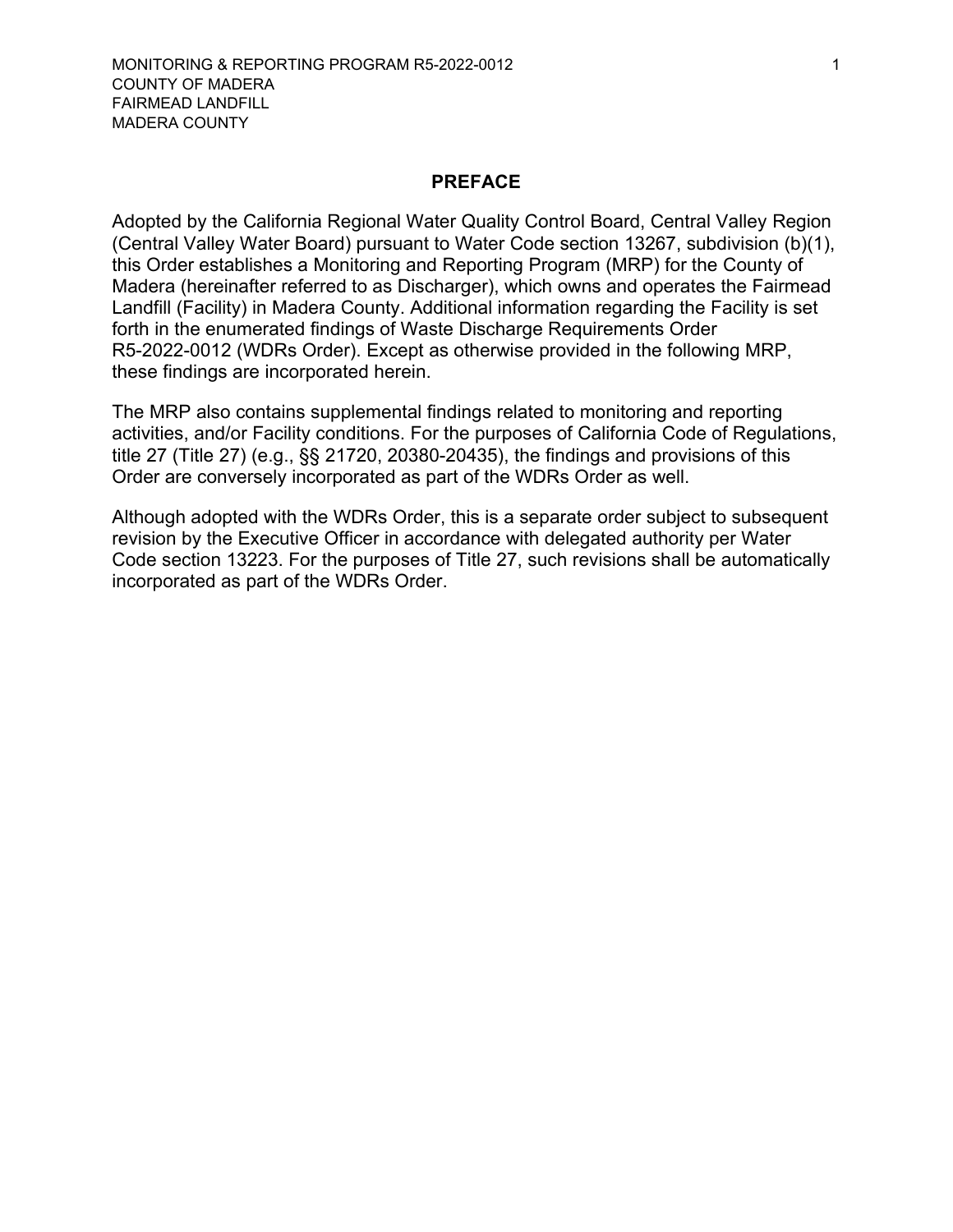## PREFACE

Adopted by the California Regional Water Quality Control Board, Central Valley Region (Central Valley Water Board) pursuant to Water Code section 13267, subdivision (b)(1), this Order establishes a Monitoring and Reporting Program (MRP) for the County of Madera (hereinafter referred to as Discharger), which owns and operates the Fairmead Landfill (Facility) in Madera County. Additional information regarding the Facility is set forth in the enumerated findings of Waste Discharge Requirements Order R5-2022-0012 (WDRs Order). Except as otherwise provided in the following MRP, these findings are incorporated herein.

The MRP also contains supplemental findings related to monitoring and reporting activities, and/or Facility conditions. For the purposes of California Code of Regulations, title 27 (Title 27) (e.g., §§ 21720, 20380-20435), the findings and provisions of this Order are conversely incorporated as part of the WDRs Order as well.

Although adopted with the WDRs Order, this is a separate order subject to subsequent revision by the Executive Officer in accordance with delegated authority per Water Code section 13223. For the purposes of Title 27, such revisions shall be automatically incorporated as part of the WDRs Order.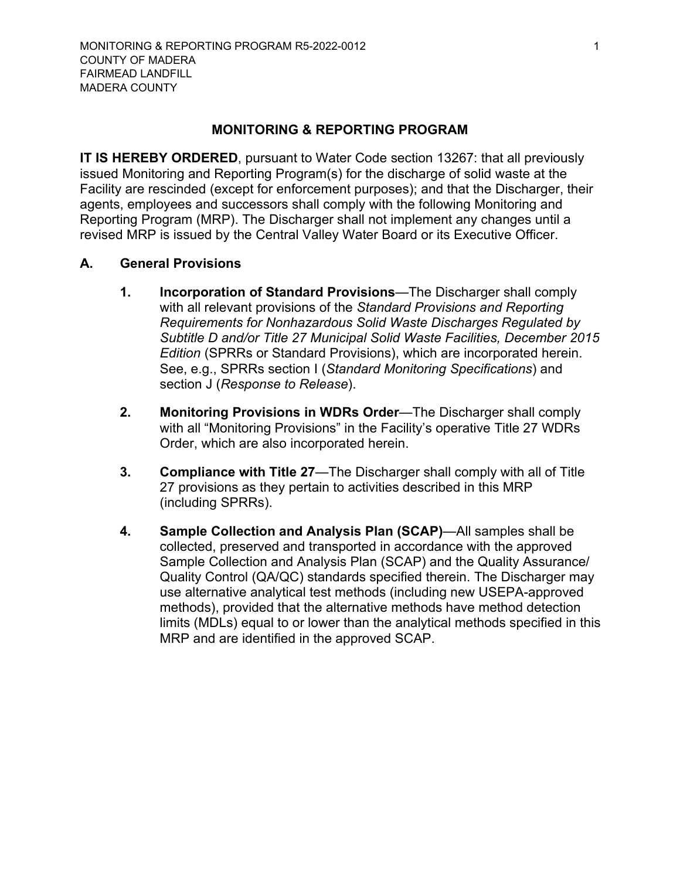## MONITORING & REPORTING PROGRAM

**IT IS HEREBY ORDERED**, pursuant to Water Code section 13267: that all previously issued Monitoring and Reporting Program(s) for the discharge of solid waste at the Facility are rescinded (except for enforcement purposes); and that the Discharger, their agents, employees and successors shall comply with the following Monitoring and Reporting Program (MRP). The Discharger shall not implement any changes until a revised MRP is issued by the Central Valley Water Board or its Executive Officer.

### A. General Provisions

1. **Incorporation of Standard Provisions**—The Discharger shall comply with all relevant provisions of the *Standard Provisions and Reporting Requirements for Nonhazardous Solid Waste Discharges Regulated by Subtitle D and/or Title 27 Municipal Solid Waste Facilities, December 2015 Edition* (SPRRs or Standard Provisions), which are incorporated herein. See, e.g., SPRRs section I (*Standard Monitoring Specifications*) and section J (*Response to Release*).

2. **Monitoring Provisions in WDRs Order**—The Discharger shall comply with all "Monitoring Provisions" in the Facility's operative Title 27 WDRs Order, which are also incorporated herein.

3. **Compliance with Title 27**—The Discharger shall comply with all of Title 27 provisions as they pertain to activities described in this MRP (including SPRRs).

4. **Sample Collection and Analysis Plan (SCAP)**—All samples shall be collected, preserved and transported in accordance with the approved Sample Collection and Analysis Plan (SCAP) and the Quality Assurance/ Quality Control (QA/QC) standards specified therein. The Discharger may use alternative analytical test methods (including new USEPA-approved methods), provided that the alternative methods have method detection limits (MDLs) equal to or lower than the analytical methods specified in this MRP and are identified in the approved SCAP.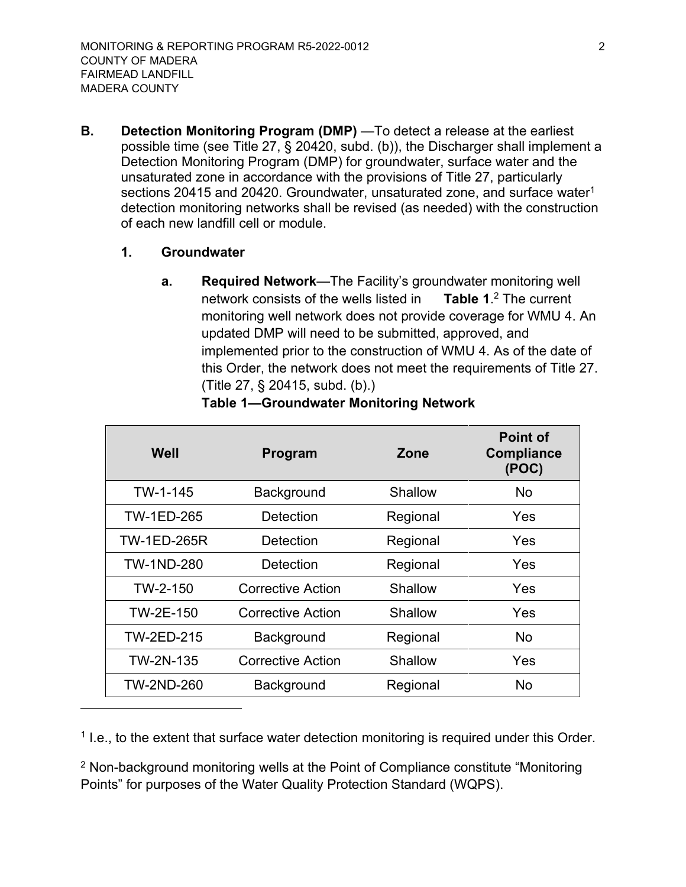**B. Detection Monitoring Program (DMP)** —To detect a release at the earliest possible time (see Title 27, § 20420, subd. (b)), the Discharger shall implement a Detection Monitoring Program (DMP) for groundwater, surface water and the unsaturated zone in accordance with the provisions of Title 27, particularly sections 20415 and 20420. Groundwater, unsaturated zone, and surface water[1] detection monitoring networks shall be revised (as needed) with the construction of each new landfill cell or module.

**1. Groundwater**

**a. Required Network**—The Facility's groundwater monitoring well network consists of the wells listed in **Table 1**.[2] The current monitoring well network does not provide coverage for WMU 4. An updated DMP will need to be submitted, approved, and implemented prior to the construction of WMU 4. As of the date of this Order, the network does not meet the requirements of Title 27. (Title 27, § 20415, subd. (b).)

**Table 1—Groundwater Monitoring Network**

| Well | Program | Zone | Point of Compliance (POC) |
|---|---|---|---|
| TW-1-145 | Background | Shallow | No |
| TW-1ED-265 | Detection | Regional | Yes |
| TW-1ED-265R | Detection | Regional | Yes |
| TW-1ND-280 | Detection | Regional | Yes |
| TW-2-150 | Corrective Action | Shallow | Yes |
| TW-2E-150 | Corrective Action | Shallow | Yes |
| TW-2ED-215 | Background | Regional | No |
| TW-2N-135 | Corrective Action | Shallow | Yes |
| TW-2ND-260 | Background | Regional | No |

[1] I.e., to the extent that surface water detection monitoring is required under this Order.

[2] Non-background monitoring wells at the Point of Compliance constitute "Monitoring Points" for purposes of the Water Quality Protection Standard (WQPS).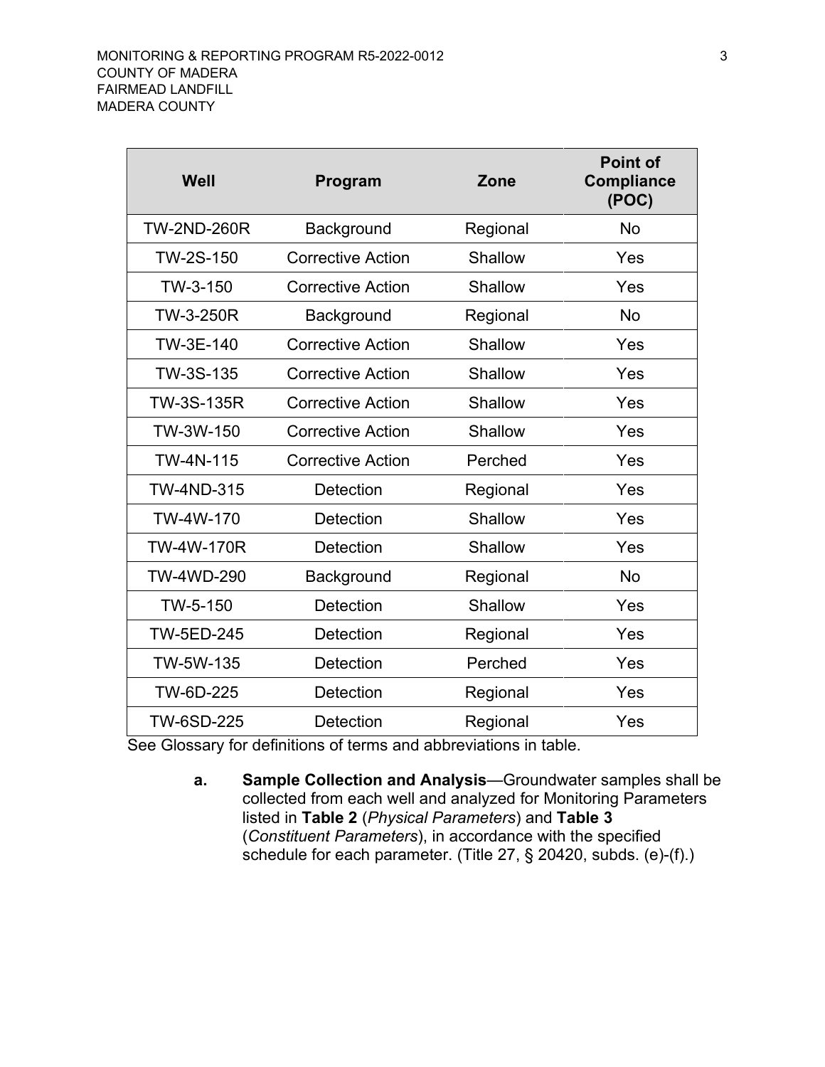| Well | Program | Zone | Point of Compliance (POC) |
|---|---|---|---|
| TW-2ND-260R | Background | Regional | No |
| TW-2S-150 | Corrective Action | Shallow | Yes |
| TW-3-150 | Corrective Action | Shallow | Yes |
| TW-3-250R | Background | Regional | No |
| TW-3E-140 | Corrective Action | Shallow | Yes |
| TW-3S-135 | Corrective Action | Shallow | Yes |
| TW-3S-135R | Corrective Action | Shallow | Yes |
| TW-3W-150 | Corrective Action | Shallow | Yes |
| TW-4N-115 | Corrective Action | Perched | Yes |
| TW-4ND-315 | Detection | Regional | Yes |
| TW-4W-170 | Detection | Shallow | Yes |
| TW-4W-170R | Detection | Shallow | Yes |
| TW-4WD-290 | Background | Regional | No |
| TW-5-150 | Detection | Shallow | Yes |
| TW-5ED-245 | Detection | Regional | Yes |
| TW-5W-135 | Detection | Perched | Yes |
| TW-6D-225 | Detection | Regional | Yes |
| TW-6SD-225 | Detection | Regional | Yes |

See Glossary for definitions of terms and abbreviations in table.

**a. Sample Collection and Analysis**—Groundwater samples shall be collected from each well and analyzed for Monitoring Parameters listed in **Table 2** (*Physical Parameters*) and **Table 3** (*Constituent Parameters*), in accordance with the specified schedule for each parameter. (Title 27, § 20420, subds. (e)-(f).)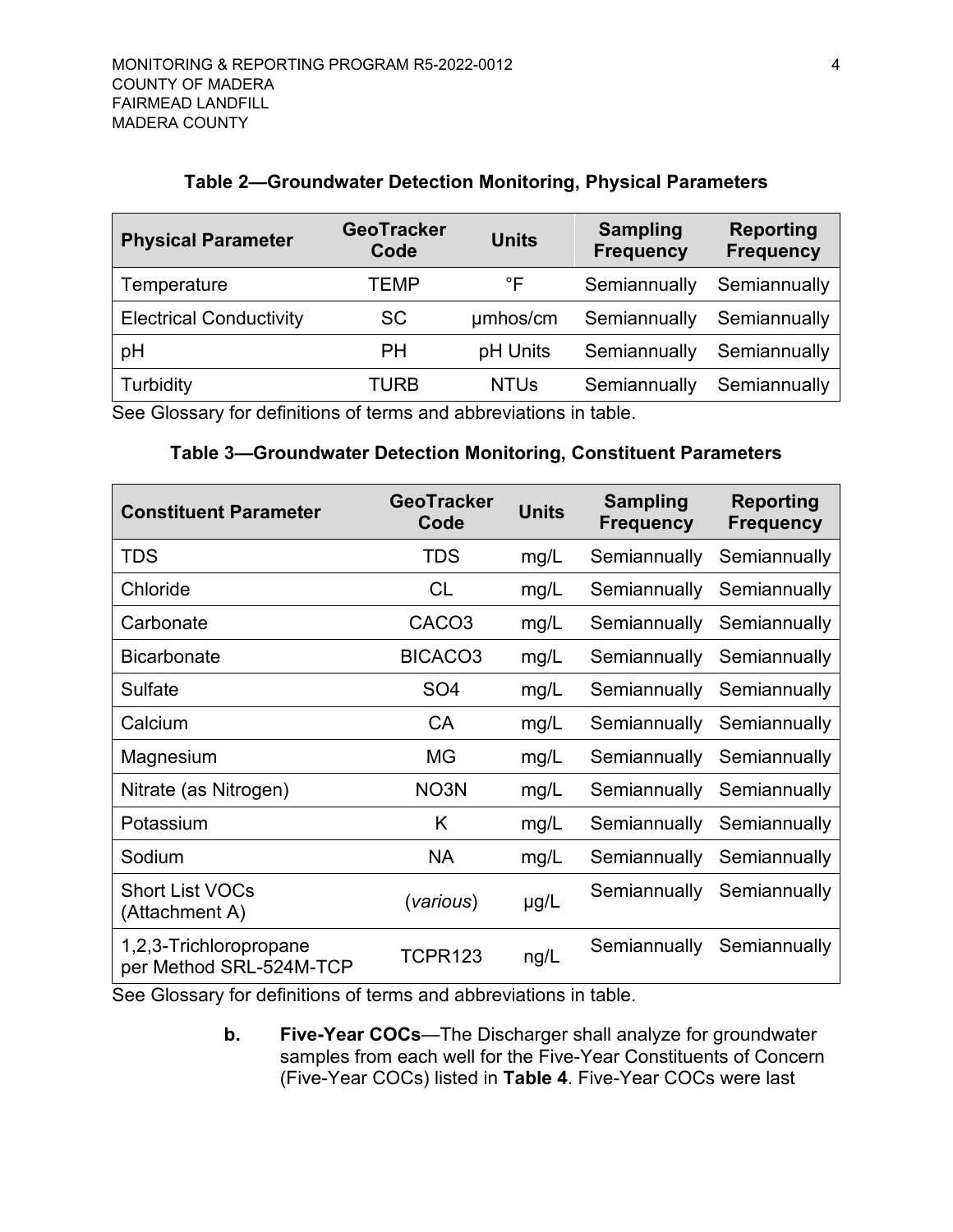**Table 2—Groundwater Detection Monitoring, Physical Parameters**

| Physical Parameter | GeoTracker Code | Units | Sampling Frequency | Reporting Frequency |
|---|---|---|---|---|
| Temperature | TEMP | °F | Semiannually | Semiannually |
| Electrical Conductivity | SC | μmhos/cm | Semiannually | Semiannually |
| pH | PH | pH Units | Semiannually | Semiannually |
| Turbidity | TURB | NTUs | Semiannually | Semiannually |

See Glossary for definitions of terms and abbreviations in table.

**Table 3—Groundwater Detection Monitoring, Constituent Parameters**

| Constituent Parameter | GeoTracker Code | Units | Sampling Frequency | Reporting Frequency |
|---|---|---|---|---|
| TDS | TDS | mg/L | Semiannually | Semiannually |
| Chloride | CL | mg/L | Semiannually | Semiannually |
| Carbonate | CACO3 | mg/L | Semiannually | Semiannually |
| Bicarbonate | BICACO3 | mg/L | Semiannually | Semiannually |
| Sulfate | SO4 | mg/L | Semiannually | Semiannually |
| Calcium | CA | mg/L | Semiannually | Semiannually |
| Magnesium | MG | mg/L | Semiannually | Semiannually |
| Nitrate (as Nitrogen) | NO3N | mg/L | Semiannually | Semiannually |
| Potassium | K | mg/L | Semiannually | Semiannually |
| Sodium | NA | mg/L | Semiannually | Semiannually |
| Short List VOCs (Attachment A) | (*various*) | μg/L | Semiannually | Semiannually |
| 1,2,3-Trichloropropane per Method SRL-524M-TCP | TCPR123 | ng/L | Semiannually | Semiannually |

See Glossary for definitions of terms and abbreviations in table.

b. **Five-Year COCs**—The Discharger shall analyze for groundwater samples from each well for the Five-Year Constituents of Concern (Five-Year COCs) listed in **Table 4**. Five-Year COCs were last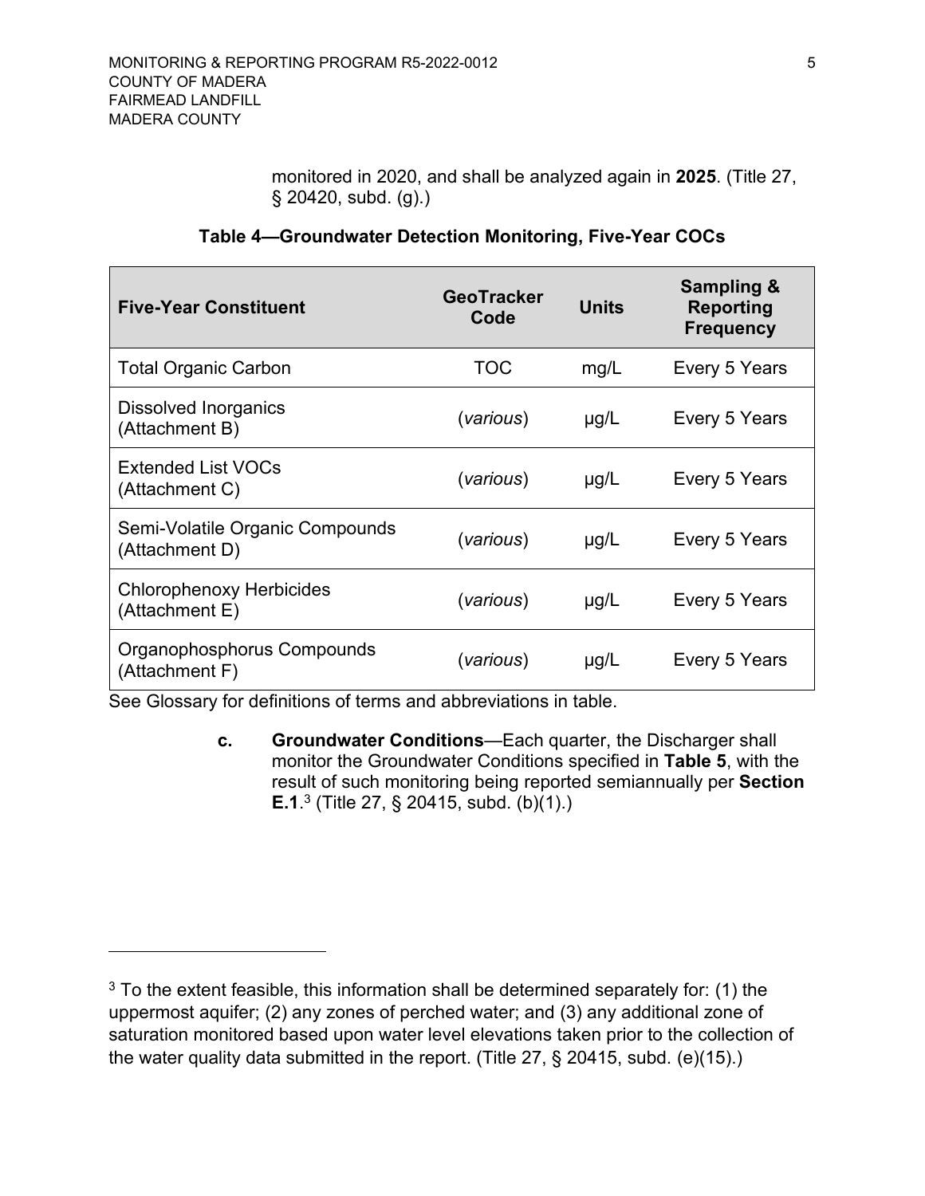monitored in 2020, and shall be analyzed again in **2025**. (Title 27, § 20420, subd. (g).)

**Table 4—Groundwater Detection Monitoring, Five-Year COCs**

| Five-Year Constituent | GeoTracker Code | Units | Sampling & Reporting Frequency |
|---|---|---|---|
| Total Organic Carbon | TOC | mg/L | Every 5 Years |
| Dissolved Inorganics (Attachment B) | (*various*) | µg/L | Every 5 Years |
| Extended List VOCs (Attachment C) | (*various*) | µg/L | Every 5 Years |
| Semi-Volatile Organic Compounds (Attachment D) | (*various*) | µg/L | Every 5 Years |
| Chlorophenoxy Herbicides (Attachment E) | (*various*) | µg/L | Every 5 Years |
| Organophosphorus Compounds (Attachment F) | (*various*) | µg/L | Every 5 Years |

See Glossary for definitions of terms and abbreviations in table.

c. **Groundwater Conditions**—Each quarter, the Discharger shall monitor the Groundwater Conditions specified in **Table 5**, with the result of such monitoring being reported semiannually per **Section E.1**.[3] (Title 27, § 20415, subd. (b)(1).)

[3] To the extent feasible, this information shall be determined separately for: (1) the uppermost aquifer; (2) any zones of perched water; and (3) any additional zone of saturation monitored based upon water level elevations taken prior to the collection of the water quality data submitted in the report. (Title 27, § 20415, subd. (e)(15).)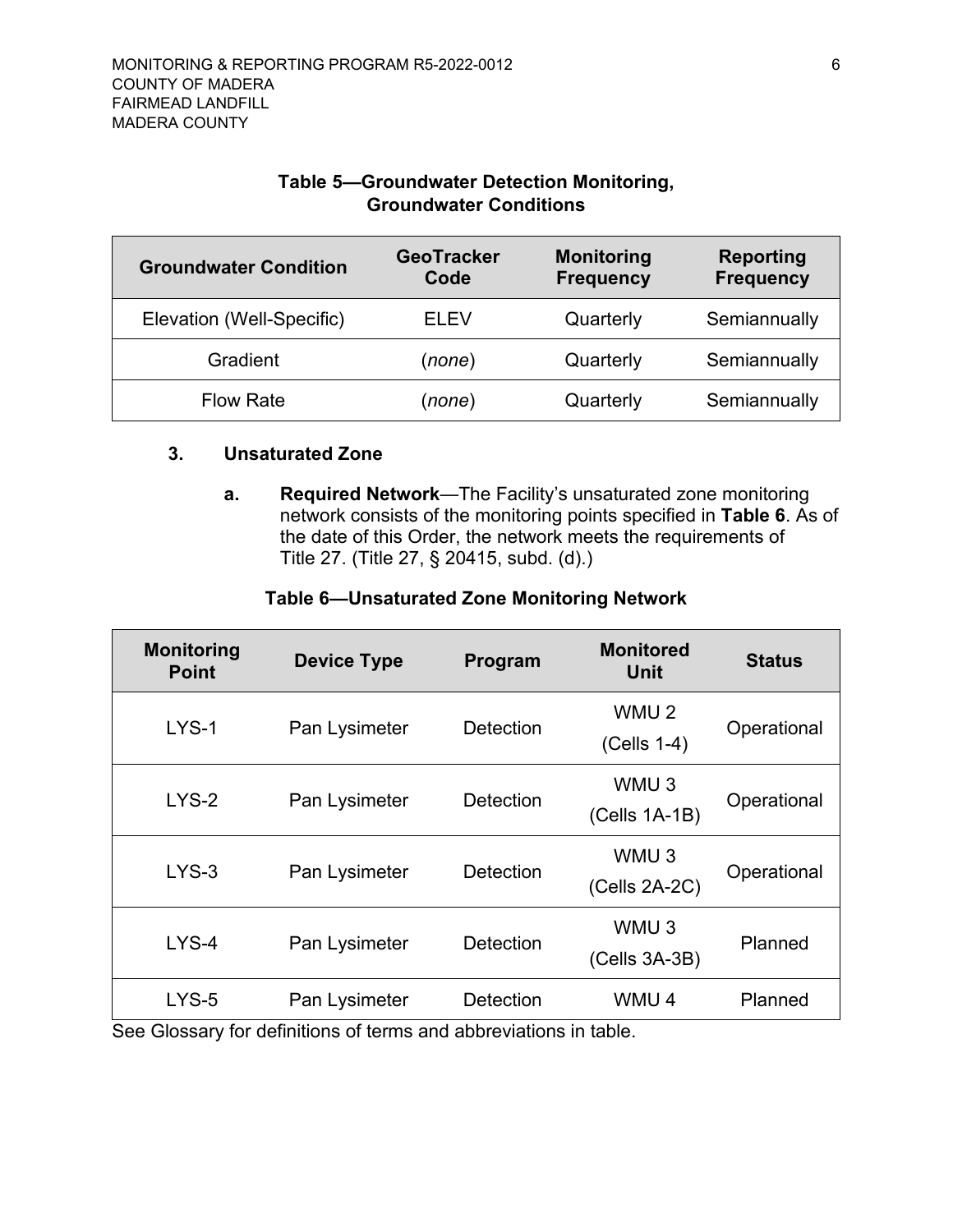**Table 5—Groundwater Detection Monitoring, Groundwater Conditions**

| Groundwater Condition | GeoTracker Code | Monitoring Frequency | Reporting Frequency |
|---|---|---|---|
| Elevation (Well-Specific) | ELEV | Quarterly | Semiannually |
| Gradient | (*none*) | Quarterly | Semiannually |
| Flow Rate | (*none*) | Quarterly | Semiannually |

### 3. Unsaturated Zone

**a. Required Network**—The Facility's unsaturated zone monitoring network consists of the monitoring points specified in **Table 6**. As of the date of this Order, the network meets the requirements of Title 27. (Title 27, § 20415, subd. (d).)

**Table 6—Unsaturated Zone Monitoring Network**

| Monitoring Point | Device Type | Program | Monitored Unit | Status |
|---|---|---|---|---|
| LYS-1 | Pan Lysimeter | Detection | WMU 2 (Cells 1-4) | Operational |
| LYS-2 | Pan Lysimeter | Detection | WMU 3 (Cells 1A-1B) | Operational |
| LYS-3 | Pan Lysimeter | Detection | WMU 3 (Cells 2A-2C) | Operational |
| LYS-4 | Pan Lysimeter | Detection | WMU 3 (Cells 3A-3B) | Planned |
| LYS-5 | Pan Lysimeter | Detection | WMU 4 | Planned |

See Glossary for definitions of terms and abbreviations in table.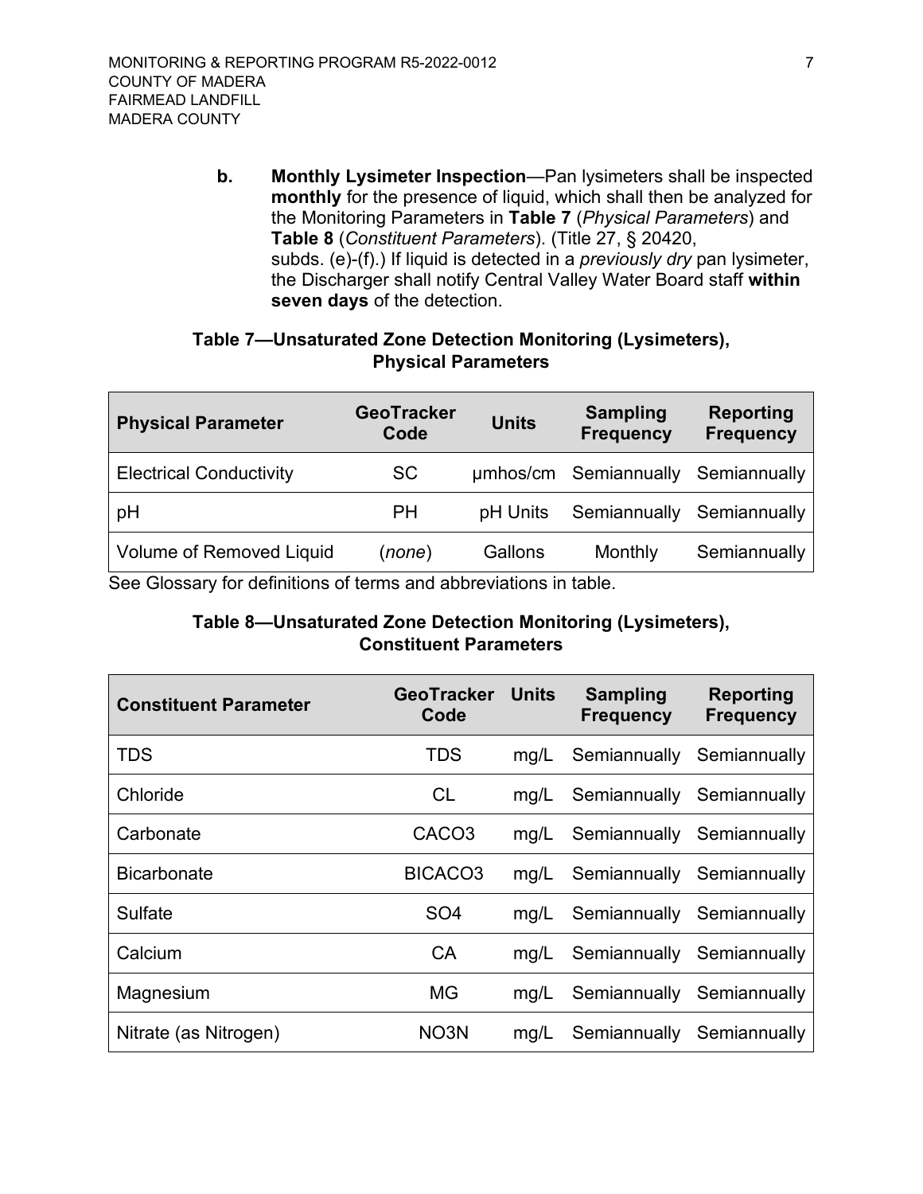**b.** **Monthly Lysimeter Inspection**—Pan lysimeters shall be inspected **monthly** for the presence of liquid, which shall then be analyzed for the Monitoring Parameters in **Table 7** (*Physical Parameters*) and **Table 8** (*Constituent Parameters*). (Title 27, § 20420, subds. (e)-(f).) If liquid is detected in a *previously dry* pan lysimeter, the Discharger shall notify Central Valley Water Board staff **within seven days** of the detection.

**Table 7—Unsaturated Zone Detection Monitoring (Lysimeters), Physical Parameters**

| Physical Parameter | GeoTracker Code | Units | Sampling Frequency | Reporting Frequency |
|---|---|---|---|---|
| Electrical Conductivity | SC | µmhos/cm | Semiannually | Semiannually |
| pH | PH | pH Units | Semiannually | Semiannually |
| Volume of Removed Liquid | (*none*) | Gallons | Monthly | Semiannually |

See Glossary for definitions of terms and abbreviations in table.

**Table 8—Unsaturated Zone Detection Monitoring (Lysimeters), Constituent Parameters**

| Constituent Parameter | GeoTracker Code | Units | Sampling Frequency | Reporting Frequency |
|---|---|---|---|---|
| TDS | TDS | mg/L | Semiannually | Semiannually |
| Chloride | CL | mg/L | Semiannually | Semiannually |
| Carbonate | CACO3 | mg/L | Semiannually | Semiannually |
| Bicarbonate | BICACO3 | mg/L | Semiannually | Semiannually |
| Sulfate | SO4 | mg/L | Semiannually | Semiannually |
| Calcium | CA | mg/L | Semiannually | Semiannually |
| Magnesium | MG | mg/L | Semiannually | Semiannually |
| Nitrate (as Nitrogen) | NO3N | mg/L | Semiannually | Semiannually |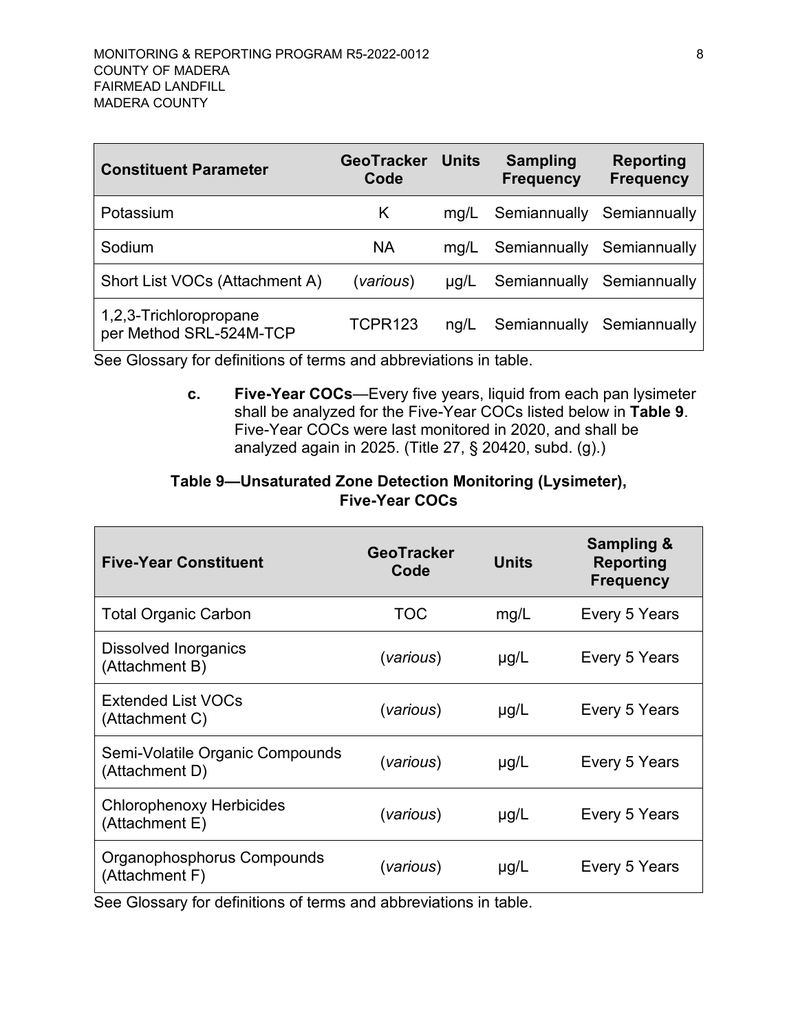| Constituent Parameter | GeoTracker Code | Units | Sampling Frequency | Reporting Frequency |
|---|---|---|---|---|
| Potassium | K | mg/L | Semiannually | Semiannually |
| Sodium | NA | mg/L | Semiannually | Semiannually |
| Short List VOCs (Attachment A) | (*various*) | µg/L | Semiannually | Semiannually |
| 1,2,3-Trichloropropane per Method SRL-524M-TCP | TCPR123 | ng/L | Semiannually | Semiannually |

See Glossary for definitions of terms and abbreviations in table.

c. **Five-Year COCs**—Every five years, liquid from each pan lysimeter shall be analyzed for the Five-Year COCs listed below in **Table 9**. Five-Year COCs were last monitored in 2020, and shall be analyzed again in 2025. (Title 27, § 20420, subd. (g).)

**Table 9—Unsaturated Zone Detection Monitoring (Lysimeter), Five-Year COCs**

| Five-Year Constituent | GeoTracker Code | Units | Sampling & Reporting Frequency |
|---|---|---|---|
| Total Organic Carbon | TOC | mg/L | Every 5 Years |
| Dissolved Inorganics (Attachment B) | (*various*) | µg/L | Every 5 Years |
| Extended List VOCs (Attachment C) | (*various*) | µg/L | Every 5 Years |
| Semi-Volatile Organic Compounds (Attachment D) | (*various*) | µg/L | Every 5 Years |
| Chlorophenoxy Herbicides (Attachment E) | (*various*) | µg/L | Every 5 Years |
| Organophosphorus Compounds (Attachment F) | (*various*) | µg/L | Every 5 Years |

See Glossary for definitions of terms and abbreviations in table.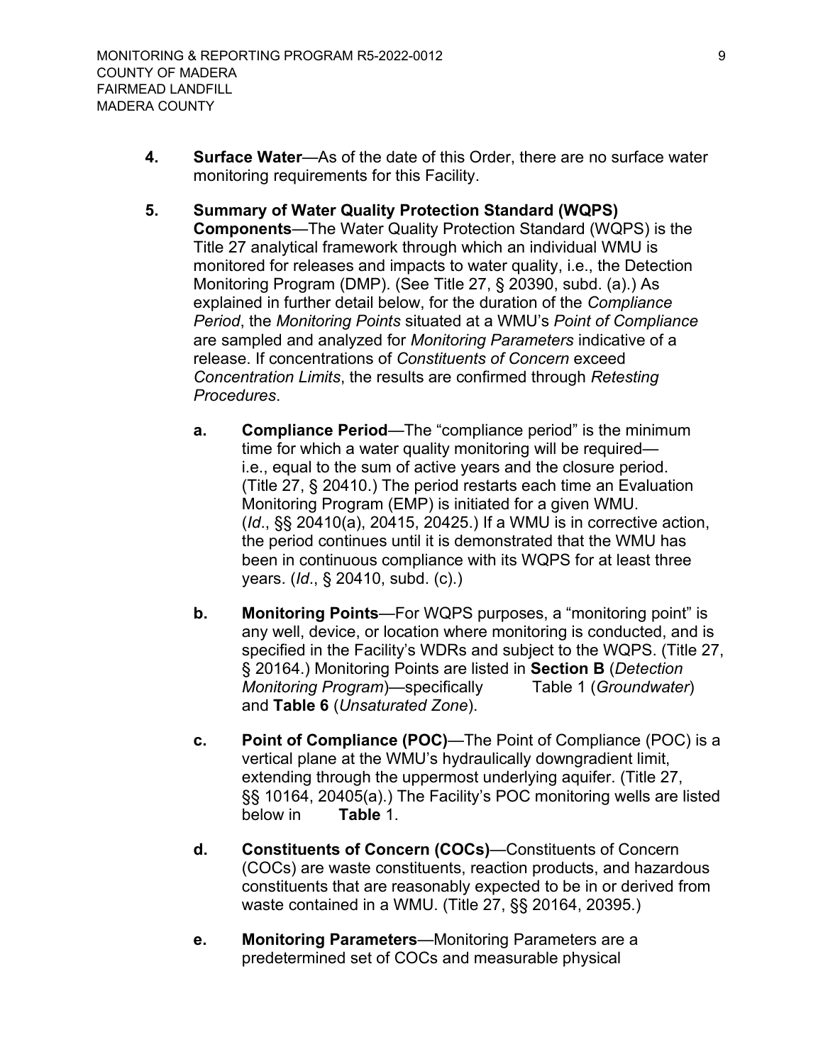4. **Surface Water**—As of the date of this Order, there are no surface water monitoring requirements for this Facility.

5. **Summary of Water Quality Protection Standard (WQPS) Components**—The Water Quality Protection Standard (WQPS) is the Title 27 analytical framework through which an individual WMU is monitored for releases and impacts to water quality, i.e., the Detection Monitoring Program (DMP). (See Title 27, § 20390, subd. (a).) As explained in further detail below, for the duration of the *Compliance Period*, the *Monitoring Points* situated at a WMU's *Point of Compliance* are sampled and analyzed for *Monitoring Parameters* indicative of a release. If concentrations of *Constituents of Concern* exceed *Concentration Limits*, the results are confirmed through *Retesting Procedures*.

   a. **Compliance Period**—The "compliance period" is the minimum time for which a water quality monitoring will be required—i.e., equal to the sum of active years and the closure period. (Title 27, § 20410.) The period restarts each time an Evaluation Monitoring Program (EMP) is initiated for a given WMU. (*Id*., §§ 20410(a), 20415, 20425.) If a WMU is in corrective action, the period continues until it is demonstrated that the WMU has been in continuous compliance with its WQPS for at least three years. (*Id*., § 20410, subd. (c).)

   b. **Monitoring Points**—For WQPS purposes, a "monitoring point" is any well, device, or location where monitoring is conducted, and is specified in the Facility's WDRs and subject to the WQPS. (Title 27, § 20164.) Monitoring Points are listed in **Section B** (*Detection Monitoring Program*)—specifically Table 1 (*Groundwater*) and **Table 6** (*Unsaturated Zone*).

   c. **Point of Compliance (POC)**—The Point of Compliance (POC) is a vertical plane at the WMU's hydraulically downgradient limit, extending through the uppermost underlying aquifer. (Title 27, §§ 10164, 20405(a).) The Facility's POC monitoring wells are listed below in **Table** 1.

   d. **Constituents of Concern (COCs)**—Constituents of Concern (COCs) are waste constituents, reaction products, and hazardous constituents that are reasonably expected to be in or derived from waste contained in a WMU. (Title 27, §§ 20164, 20395.)

   e. **Monitoring Parameters**—Monitoring Parameters are a predetermined set of COCs and measurable physical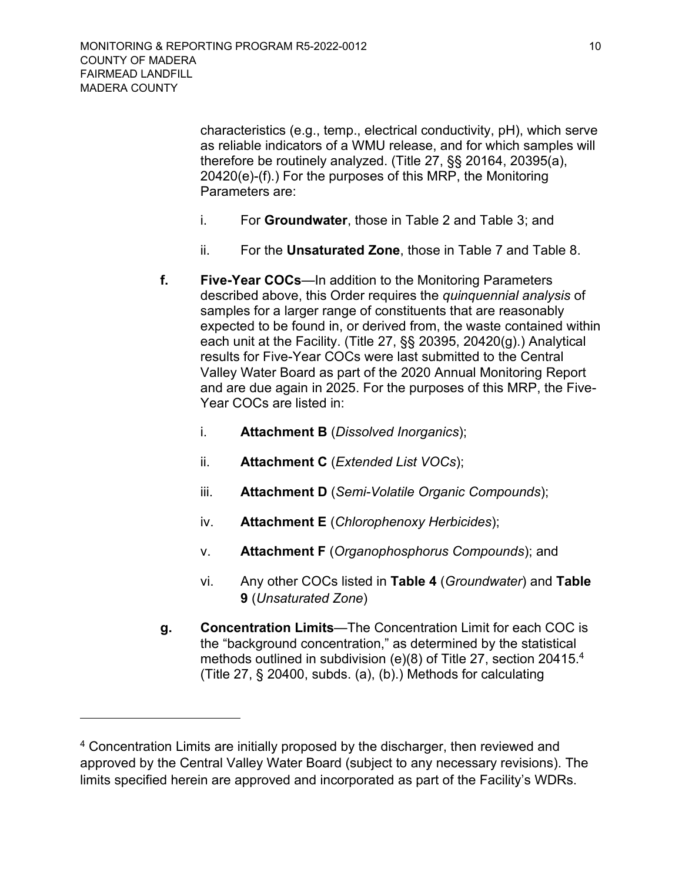characteristics (e.g., temp., electrical conductivity, pH), which serve as reliable indicators of a WMU release, and for which samples will therefore be routinely analyzed. (Title 27, §§ 20164, 20395(a), 20420(e)-(f).) For the purposes of this MRP, the Monitoring Parameters are:

i. For **Groundwater**, those in Table 2 and Table 3; and

ii. For the **Unsaturated Zone**, those in Table 7 and Table 8.

**f. Five-Year COCs**—In addition to the Monitoring Parameters described above, this Order requires the *quinquennial analysis* of samples for a larger range of constituents that are reasonably expected to be found in, or derived from, the waste contained within each unit at the Facility. (Title 27, §§ 20395, 20420(g).) Analytical results for Five-Year COCs were last submitted to the Central Valley Water Board as part of the 2020 Annual Monitoring Report and are due again in 2025. For the purposes of this MRP, the Five-Year COCs are listed in:

i. **Attachment B** (*Dissolved Inorganics*);

ii. **Attachment C** (*Extended List VOCs*);

iii. **Attachment D** (*Semi-Volatile Organic Compounds*);

iv. **Attachment E** (*Chlorophenoxy Herbicides*);

v. **Attachment F** (*Organophosphorus Compounds*); and

vi. Any other COCs listed in **Table 4** (*Groundwater*) and **Table 9** (*Unsaturated Zone*)

**g. Concentration Limits**—The Concentration Limit for each COC is the "background concentration," as determined by the statistical methods outlined in subdivision (e)(8) of Title 27, section 20415.[4] (Title 27, § 20400, subds. (a), (b).) Methods for calculating

[4] Concentration Limits are initially proposed by the discharger, then reviewed and approved by the Central Valley Water Board (subject to any necessary revisions). The limits specified herein are approved and incorporated as part of the Facility's WDRs.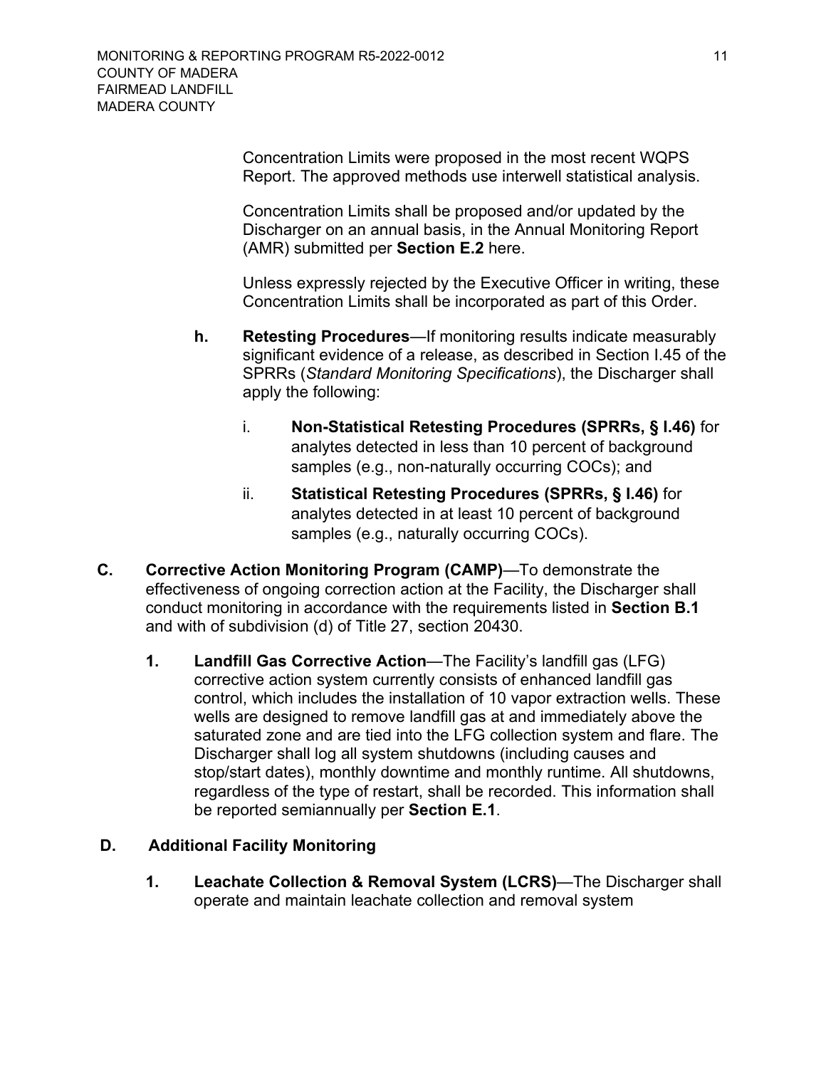Concentration Limits were proposed in the most recent WQPS Report. The approved methods use interwell statistical analysis.

Concentration Limits shall be proposed and/or updated by the Discharger on an annual basis, in the Annual Monitoring Report (AMR) submitted per **Section E.2** here.

Unless expressly rejected by the Executive Officer in writing, these Concentration Limits shall be incorporated as part of this Order.

**h. Retesting Procedures**—If monitoring results indicate measurably significant evidence of a release, as described in Section I.45 of the SPRRs (*Standard Monitoring Specifications*), the Discharger shall apply the following:

i. **Non-Statistical Retesting Procedures (SPRRs, § I.46)** for analytes detected in less than 10 percent of background samples (e.g., non-naturally occurring COCs); and

ii. **Statistical Retesting Procedures (SPRRs, § I.46)** for analytes detected in at least 10 percent of background samples (e.g., naturally occurring COCs).

**C. Corrective Action Monitoring Program (CAMP)**—To demonstrate the effectiveness of ongoing correction action at the Facility, the Discharger shall conduct monitoring in accordance with the requirements listed in **Section B.1** and with of subdivision (d) of Title 27, section 20430.

**1. Landfill Gas Corrective Action**—The Facility's landfill gas (LFG) corrective action system currently consists of enhanced landfill gas control, which includes the installation of 10 vapor extraction wells. These wells are designed to remove landfill gas at and immediately above the saturated zone and are tied into the LFG collection system and flare. The Discharger shall log all system shutdowns (including causes and stop/start dates), monthly downtime and monthly runtime. All shutdowns, regardless of the type of restart, shall be recorded. This information shall be reported semiannually per **Section E.1**.

**D. Additional Facility Monitoring**

**1. Leachate Collection & Removal System (LCRS)**—The Discharger shall operate and maintain leachate collection and removal system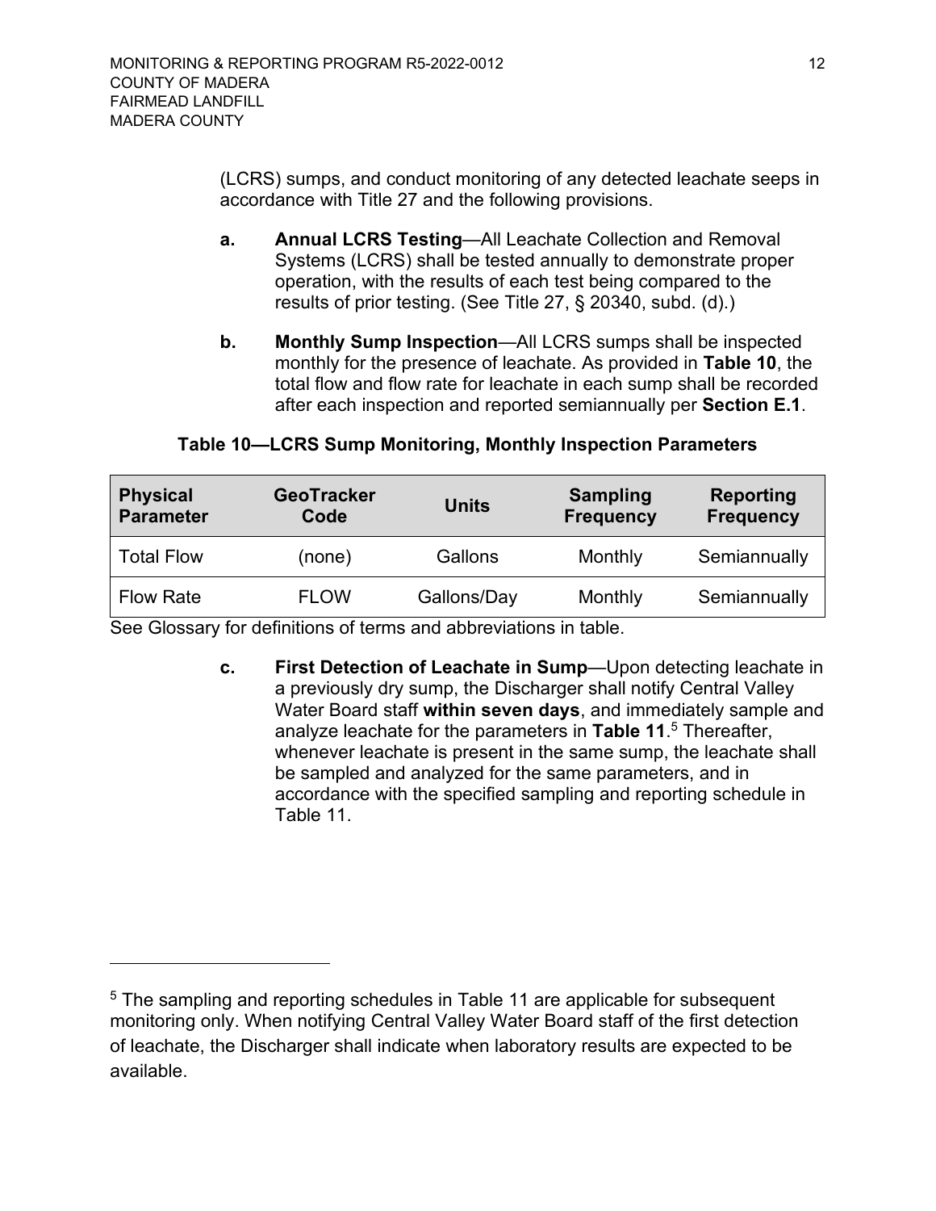(LCRS) sumps, and conduct monitoring of any detected leachate seeps in accordance with Title 27 and the following provisions.

**a. Annual LCRS Testing**—All Leachate Collection and Removal Systems (LCRS) shall be tested annually to demonstrate proper operation, with the results of each test being compared to the results of prior testing. (See Title 27, § 20340, subd. (d).)

**b. Monthly Sump Inspection**—All LCRS sumps shall be inspected monthly for the presence of leachate. As provided in **Table 10**, the total flow and flow rate for leachate in each sump shall be recorded after each inspection and reported semiannually per **Section E.1**.

**Table 10—LCRS Sump Monitoring, Monthly Inspection Parameters**

| Physical Parameter | GeoTracker Code | Units | Sampling Frequency | Reporting Frequency |
|---|---|---|---|---|
| Total Flow | (none) | Gallons | Monthly | Semiannually |
| Flow Rate | FLOW | Gallons/Day | Monthly | Semiannually |

See Glossary for definitions of terms and abbreviations in table.

**c. First Detection of Leachate in Sump**—Upon detecting leachate in a previously dry sump, the Discharger shall notify Central Valley Water Board staff **within seven days**, and immediately sample and analyze leachate for the parameters in **Table 11**.[5] Thereafter, whenever leachate is present in the same sump, the leachate shall be sampled and analyzed for the same parameters, and in accordance with the specified sampling and reporting schedule in Table 11.

[5] The sampling and reporting schedules in Table 11 are applicable for subsequent monitoring only. When notifying Central Valley Water Board staff of the first detection of leachate, the Discharger shall indicate when laboratory results are expected to be available.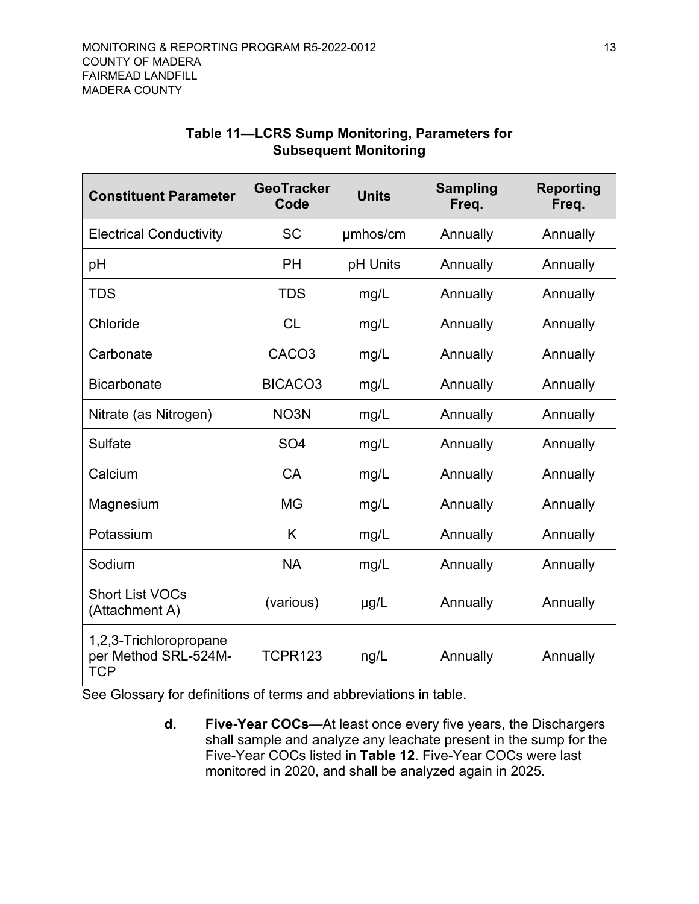**Table 11—LCRS Sump Monitoring, Parameters for Subsequent Monitoring**

| Constituent Parameter | GeoTracker Code | Units | Sampling Freq. | Reporting Freq. |
|---|---|---|---|---|
| Electrical Conductivity | SC | µmhos/cm | Annually | Annually |
| pH | PH | pH Units | Annually | Annually |
| TDS | TDS | mg/L | Annually | Annually |
| Chloride | CL | mg/L | Annually | Annually |
| Carbonate | CACO3 | mg/L | Annually | Annually |
| Bicarbonate | BICACO3 | mg/L | Annually | Annually |
| Nitrate (as Nitrogen) | NO3N | mg/L | Annually | Annually |
| Sulfate | SO4 | mg/L | Annually | Annually |
| Calcium | CA | mg/L | Annually | Annually |
| Magnesium | MG | mg/L | Annually | Annually |
| Potassium | K | mg/L | Annually | Annually |
| Sodium | NA | mg/L | Annually | Annually |
| Short List VOCs (Attachment A) | (various) | µg/L | Annually | Annually |
| 1,2,3-Trichloropropane per Method SRL-524M-TCP | TCPR123 | ng/L | Annually | Annually |

See Glossary for definitions of terms and abbreviations in table.

**d. Five-Year COCs**—At least once every five years, the Dischargers shall sample and analyze any leachate present in the sump for the Five-Year COCs listed in **Table 12**. Five-Year COCs were last monitored in 2020, and shall be analyzed again in 2025.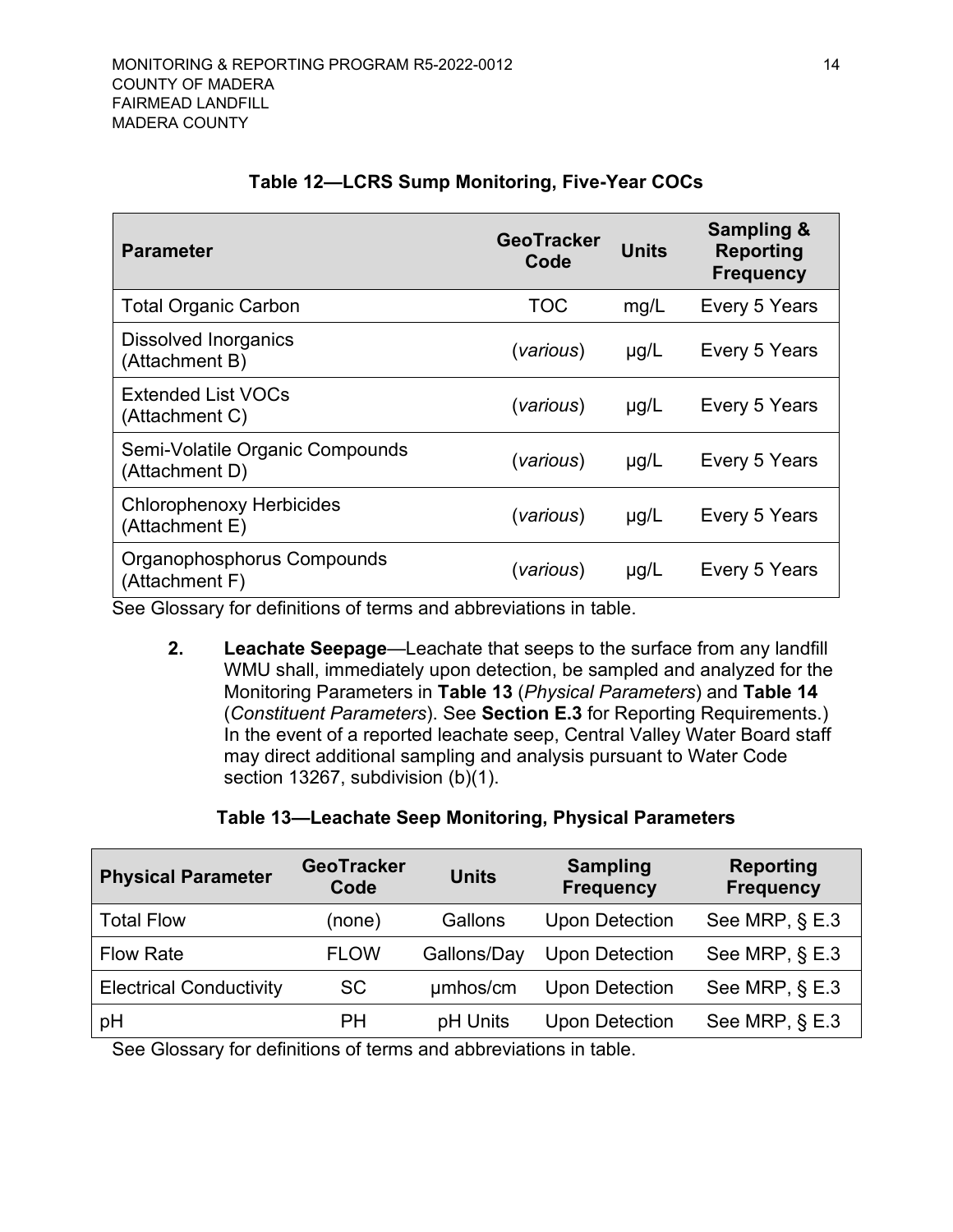**Table 12—LCRS Sump Monitoring, Five-Year COCs**

| Parameter | GeoTracker Code | Units | Sampling & Reporting Frequency |
|---|---|---|---|
| Total Organic Carbon | TOC | mg/L | Every 5 Years |
| Dissolved Inorganics (Attachment B) | (*various*) | µg/L | Every 5 Years |
| Extended List VOCs (Attachment C) | (*various*) | µg/L | Every 5 Years |
| Semi-Volatile Organic Compounds (Attachment D) | (*various*) | µg/L | Every 5 Years |
| Chlorophenoxy Herbicides (Attachment E) | (*various*) | µg/L | Every 5 Years |
| Organophosphorus Compounds (Attachment F) | (*various*) | µg/L | Every 5 Years |

See Glossary for definitions of terms and abbreviations in table.

2. **Leachate Seepage**—Leachate that seeps to the surface from any landfill WMU shall, immediately upon detection, be sampled and analyzed for the Monitoring Parameters in **Table 13** (*Physical Parameters*) and **Table 14** (*Constituent Parameters*). See **Section E.3** for Reporting Requirements.) In the event of a reported leachate seep, Central Valley Water Board staff may direct additional sampling and analysis pursuant to Water Code section 13267, subdivision (b)(1).

**Table 13—Leachate Seep Monitoring, Physical Parameters**

| Physical Parameter | GeoTracker Code | Units | Sampling Frequency | Reporting Frequency |
|---|---|---|---|---|
| Total Flow | (none) | Gallons | Upon Detection | See MRP, § E.3 |
| Flow Rate | FLOW | Gallons/Day | Upon Detection | See MRP, § E.3 |
| Electrical Conductivity | SC | µmhos/cm | Upon Detection | See MRP, § E.3 |
| pH | PH | pH Units | Upon Detection | See MRP, § E.3 |

See Glossary for definitions of terms and abbreviations in table.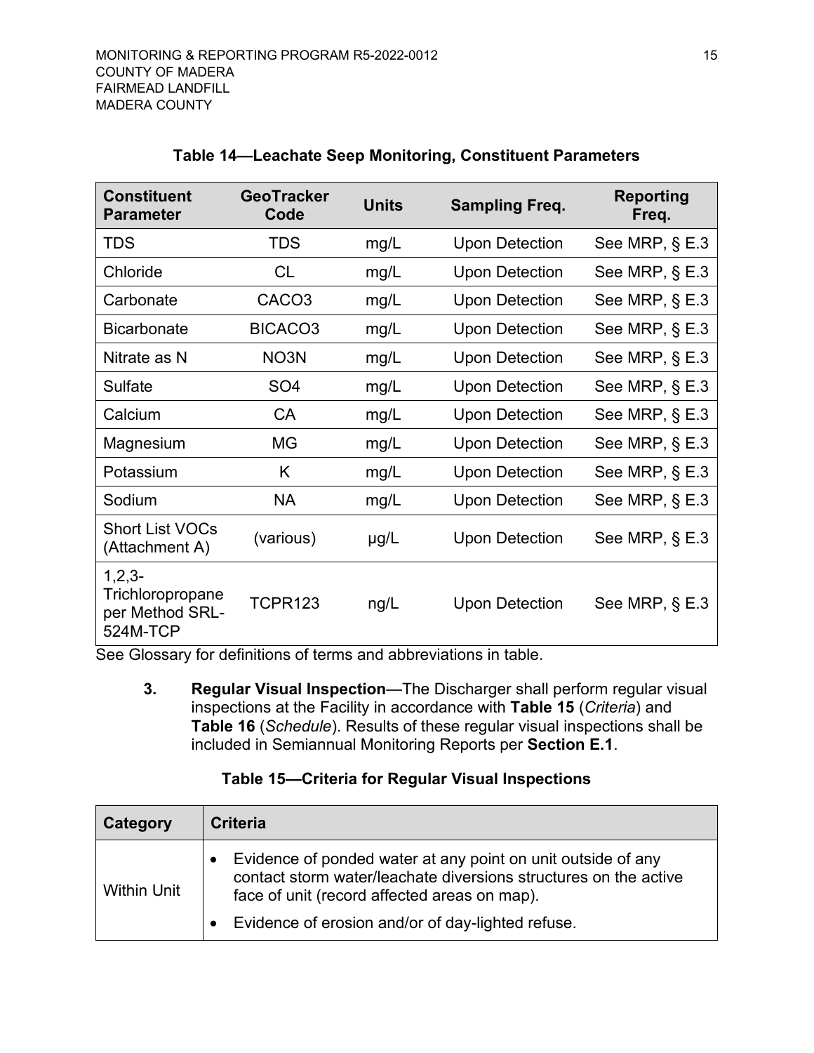**Table 14—Leachate Seep Monitoring, Constituent Parameters**

| Constituent Parameter | GeoTracker Code | Units | Sampling Freq. | Reporting Freq. |
|---|---|---|---|---|
| TDS | TDS | mg/L | Upon Detection | See MRP, § E.3 |
| Chloride | CL | mg/L | Upon Detection | See MRP, § E.3 |
| Carbonate | CACO3 | mg/L | Upon Detection | See MRP, § E.3 |
| Bicarbonate | BICACO3 | mg/L | Upon Detection | See MRP, § E.3 |
| Nitrate as N | NO3N | mg/L | Upon Detection | See MRP, § E.3 |
| Sulfate | SO4 | mg/L | Upon Detection | See MRP, § E.3 |
| Calcium | CA | mg/L | Upon Detection | See MRP, § E.3 |
| Magnesium | MG | mg/L | Upon Detection | See MRP, § E.3 |
| Potassium | K | mg/L | Upon Detection | See MRP, § E.3 |
| Sodium | NA | mg/L | Upon Detection | See MRP, § E.3 |
| Short List VOCs (Attachment A) | (various) | μg/L | Upon Detection | See MRP, § E.3 |
| 1,2,3-Trichloropropane per Method SRL-524M-TCP | TCPR123 | ng/L | Upon Detection | See MRP, § E.3 |

See Glossary for definitions of terms and abbreviations in table.

3. **Regular Visual Inspection**—The Discharger shall perform regular visual inspections at the Facility in accordance with **Table 15** (*Criteria*) and **Table 16** (*Schedule*). Results of these regular visual inspections shall be included in Semiannual Monitoring Reports per **Section E.1**.

**Table 15—Criteria for Regular Visual Inspections**

| Category | Criteria |
|---|---|
| Within Unit | • Evidence of ponded water at any point on unit outside of any contact storm water/leachate diversions structures on the active face of unit (record affected areas on map).<br>• Evidence of erosion and/or of day-lighted refuse. |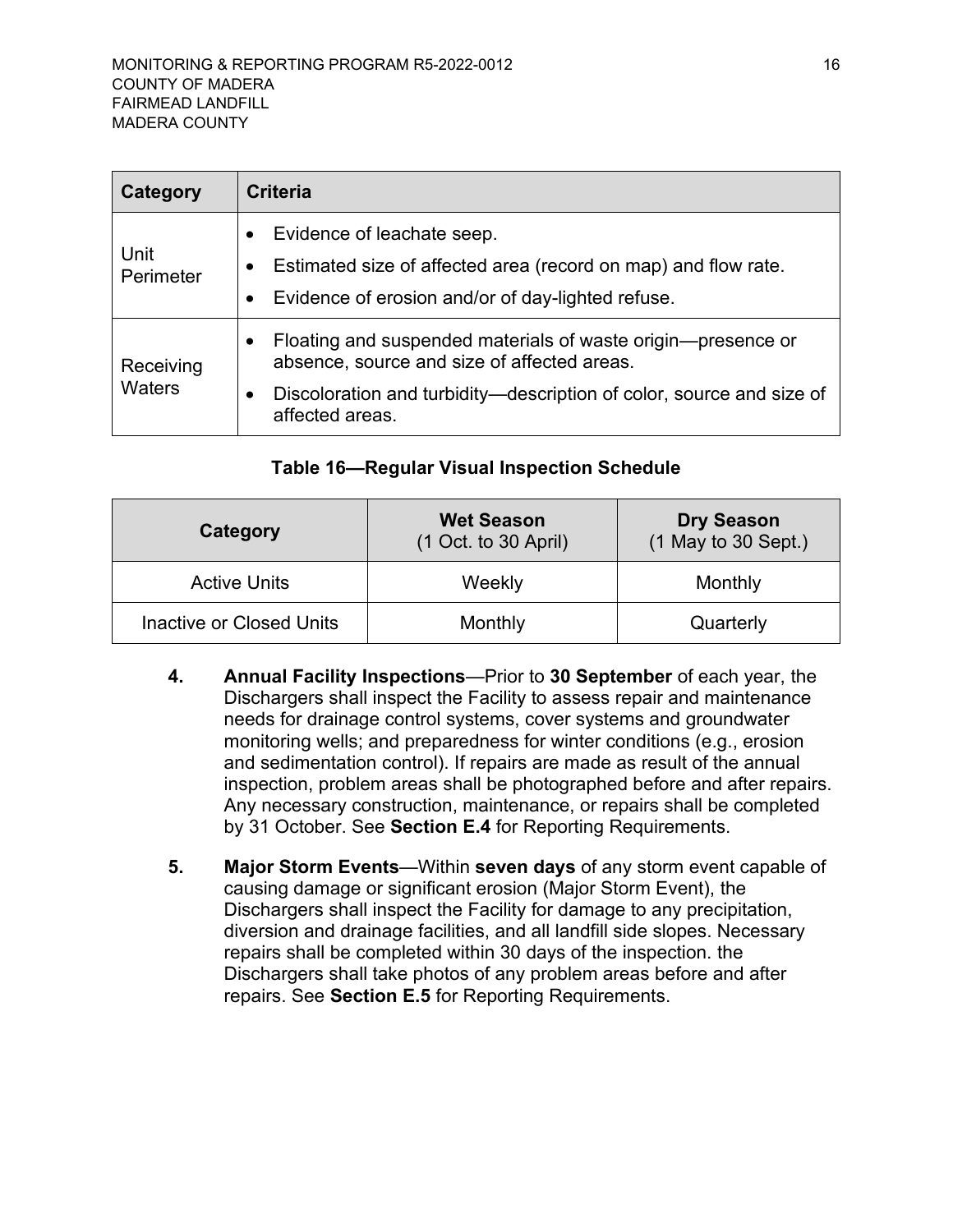| Category | Criteria |
|---|---|
| Unit Perimeter | • Evidence of leachate seep.<br>• Estimated size of affected area (record on map) and flow rate.<br>• Evidence of erosion and/or of day-lighted refuse. |
| Receiving Waters | • Floating and suspended materials of waste origin—presence or absence, source and size of affected areas.<br>• Discoloration and turbidity—description of color, source and size of affected areas. |

**Table 16—Regular Visual Inspection Schedule**

| Category | Wet Season (1 Oct. to 30 April) | Dry Season (1 May to 30 Sept.) |
|---|---|---|
| Active Units | Weekly | Monthly |
| Inactive or Closed Units | Monthly | Quarterly |

4. **Annual Facility Inspections**—Prior to **30 September** of each year, the Dischargers shall inspect the Facility to assess repair and maintenance needs for drainage control systems, cover systems and groundwater monitoring wells; and preparedness for winter conditions (e.g., erosion and sedimentation control). If repairs are made as result of the annual inspection, problem areas shall be photographed before and after repairs. Any necessary construction, maintenance, or repairs shall be completed by 31 October. See **Section E.4** for Reporting Requirements.

5. **Major Storm Events**—Within **seven days** of any storm event capable of causing damage or significant erosion (Major Storm Event), the Dischargers shall inspect the Facility for damage to any precipitation, diversion and drainage facilities, and all landfill side slopes. Necessary repairs shall be completed within 30 days of the inspection. the Dischargers shall take photos of any problem areas before and after repairs. See **Section E.5** for Reporting Requirements.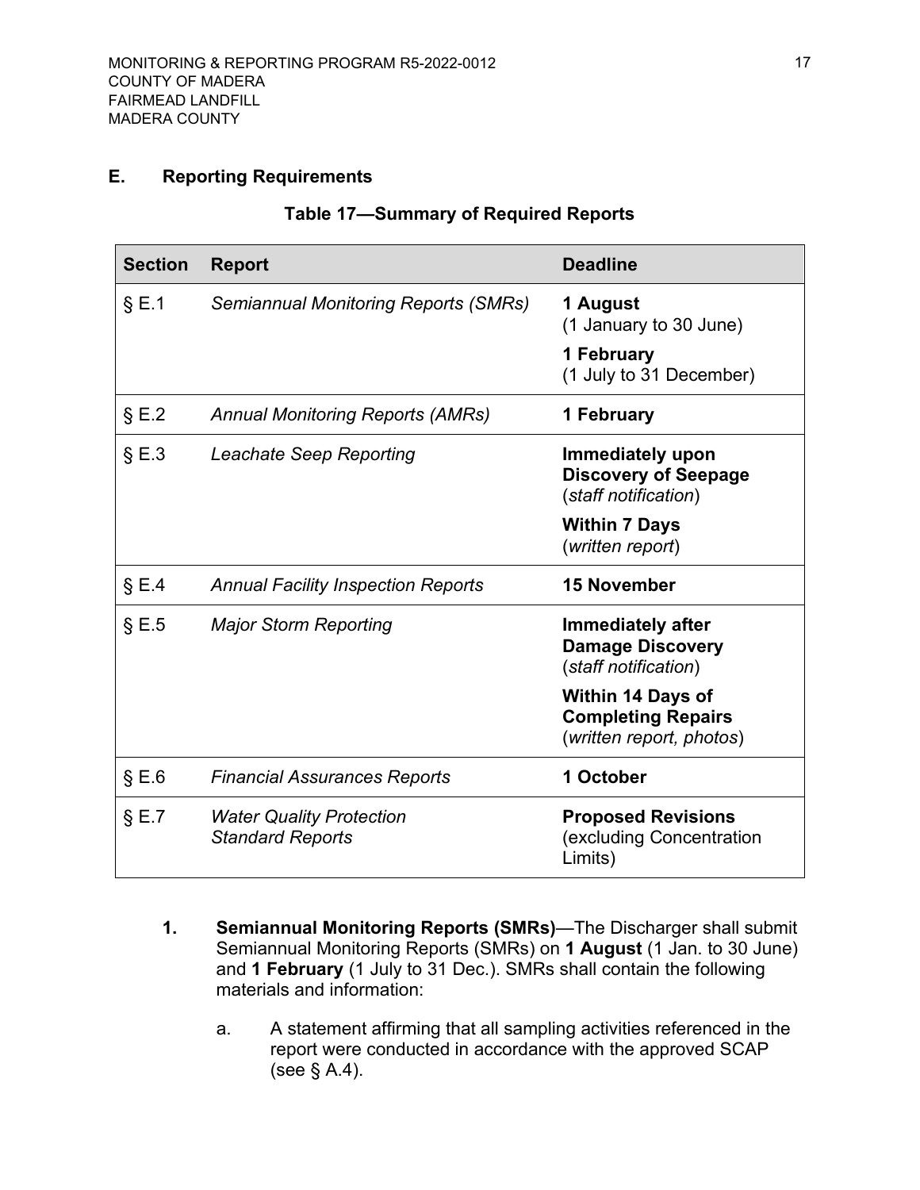## E. Reporting Requirements

**Table 17—Summary of Required Reports**

| Section | Report | Deadline |
|---|---|---|
| § E.1 | *Semiannual Monitoring Reports (SMRs)* | **1 August** (1 January to 30 June)<br>**1 February** (1 July to 31 December) |
| § E.2 | *Annual Monitoring Reports (AMRs)* | **1 February** |
| § E.3 | *Leachate Seep Reporting* | **Immediately upon Discovery of Seepage** (*staff notification*)<br>**Within 7 Days** (*written report*) |
| § E.4 | *Annual Facility Inspection Reports* | **15 November** |
| § E.5 | *Major Storm Reporting* | **Immediately after Damage Discovery** (*staff notification*)<br>**Within 14 Days of Completing Repairs** (*written report, photos*) |
| § E.6 | *Financial Assurances Reports* | **1 October** |
| § E.7 | *Water Quality Protection Standard Reports* | **Proposed Revisions** (excluding Concentration Limits) |

1. **Semiannual Monitoring Reports (SMRs)**—The Discharger shall submit Semiannual Monitoring Reports (SMRs) on **1 August** (1 Jan. to 30 June) and **1 February** (1 July to 31 Dec.). SMRs shall contain the following materials and information:

   a. A statement affirming that all sampling activities referenced in the report were conducted in accordance with the approved SCAP (see § A.4).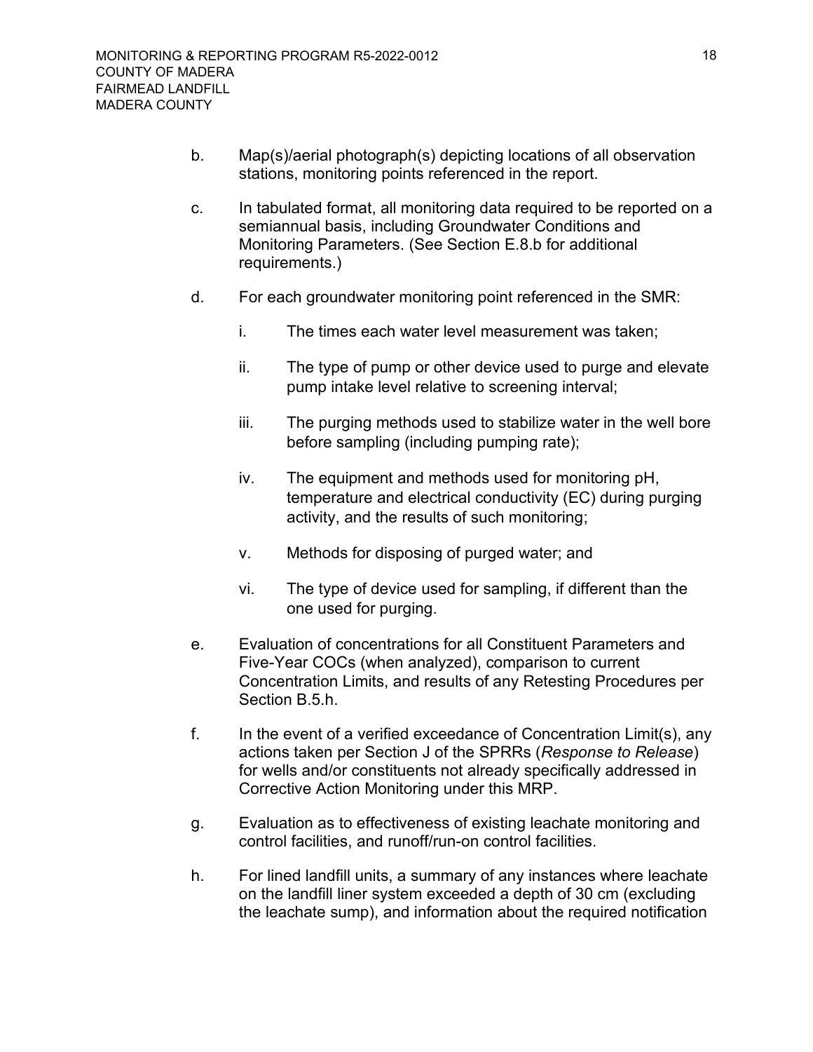b. Map(s)/aerial photograph(s) depicting locations of all observation stations, monitoring points referenced in the report.

c. In tabulated format, all monitoring data required to be reported on a semiannual basis, including Groundwater Conditions and Monitoring Parameters. (See Section E.8.b for additional requirements.)

d. For each groundwater monitoring point referenced in the SMR:

    i. The times each water level measurement was taken;

    ii. The type of pump or other device used to purge and elevate pump intake level relative to screening interval;

    iii. The purging methods used to stabilize water in the well bore before sampling (including pumping rate);

    iv. The equipment and methods used for monitoring pH, temperature and electrical conductivity (EC) during purging activity, and the results of such monitoring;

    v. Methods for disposing of purged water; and

    vi. The type of device used for sampling, if different than the one used for purging.

e. Evaluation of concentrations for all Constituent Parameters and Five-Year COCs (when analyzed), comparison to current Concentration Limits, and results of any Retesting Procedures per Section B.5.h.

f. In the event of a verified exceedance of Concentration Limit(s), any actions taken per Section J of the SPRRs (*Response to Release*) for wells and/or constituents not already specifically addressed in Corrective Action Monitoring under this MRP.

g. Evaluation as to effectiveness of existing leachate monitoring and control facilities, and runoff/run-on control facilities.

h. For lined landfill units, a summary of any instances where leachate on the landfill liner system exceeded a depth of 30 cm (excluding the leachate sump), and information about the required notification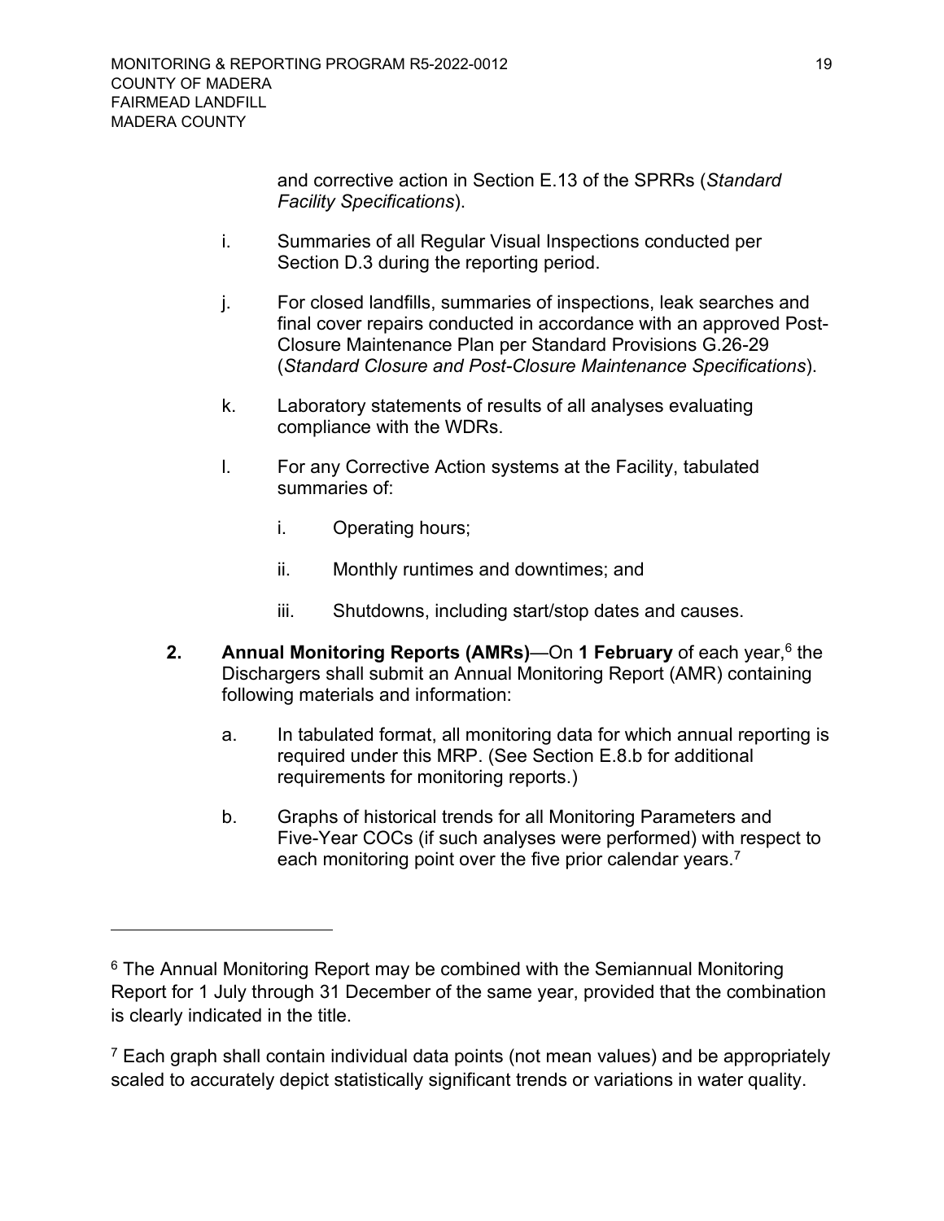and corrective action in Section E.13 of the SPRRs (*Standard Facility Specifications*).

i. Summaries of all Regular Visual Inspections conducted per Section D.3 during the reporting period.

j. For closed landfills, summaries of inspections, leak searches and final cover repairs conducted in accordance with an approved Post-Closure Maintenance Plan per Standard Provisions G.26-29 (*Standard Closure and Post-Closure Maintenance Specifications*).

k. Laboratory statements of results of all analyses evaluating compliance with the WDRs.

l. For any Corrective Action systems at the Facility, tabulated summaries of:

  i. Operating hours;

  ii. Monthly runtimes and downtimes; and

  iii. Shutdowns, including start/stop dates and causes.

**2. Annual Monitoring Reports (AMRs)**—On **1 February** of each year,[6] the Dischargers shall submit an Annual Monitoring Report (AMR) containing following materials and information:

a. In tabulated format, all monitoring data for which annual reporting is required under this MRP. (See Section E.8.b for additional requirements for monitoring reports.)

b. Graphs of historical trends for all Monitoring Parameters and Five-Year COCs (if such analyses were performed) with respect to each monitoring point over the five prior calendar years.[7]

---

[6] The Annual Monitoring Report may be combined with the Semiannual Monitoring Report for 1 July through 31 December of the same year, provided that the combination is clearly indicated in the title.

[7] Each graph shall contain individual data points (not mean values) and be appropriately scaled to accurately depict statistically significant trends or variations in water quality.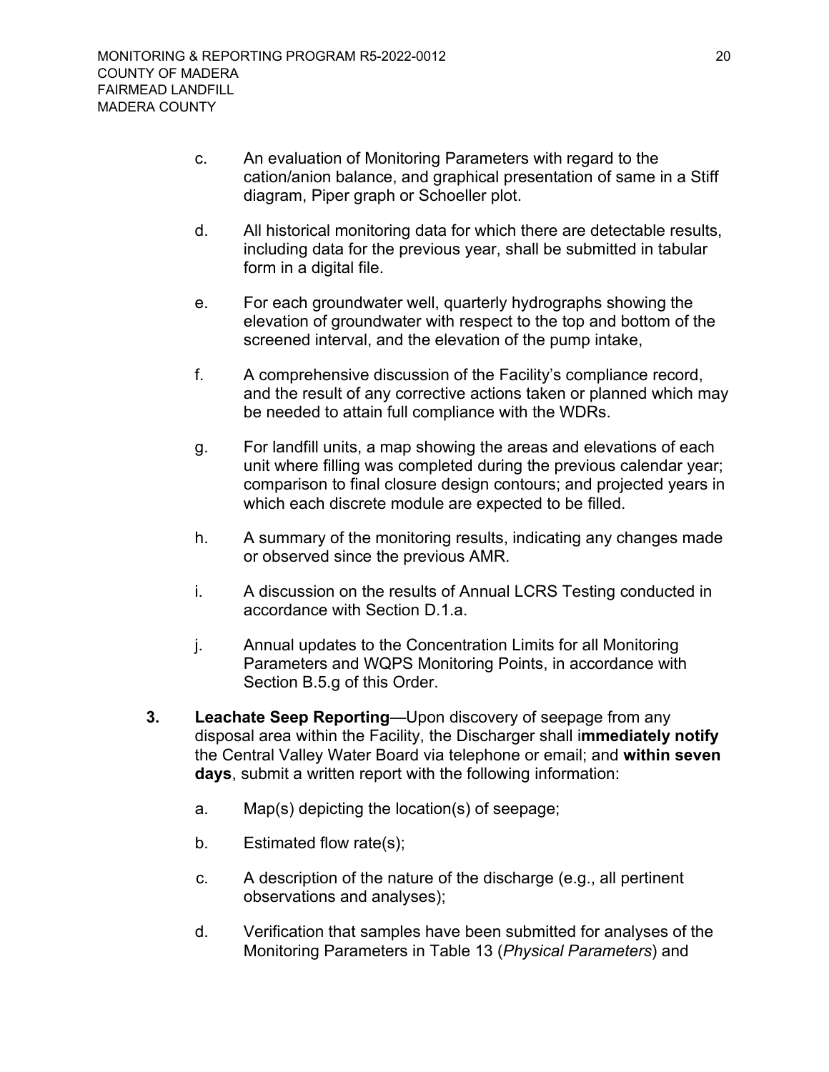c. An evaluation of Monitoring Parameters with regard to the cation/anion balance, and graphical presentation of same in a Stiff diagram, Piper graph or Schoeller plot.

d. All historical monitoring data for which there are detectable results, including data for the previous year, shall be submitted in tabular form in a digital file.

e. For each groundwater well, quarterly hydrographs showing the elevation of groundwater with respect to the top and bottom of the screened interval, and the elevation of the pump intake,

f. A comprehensive discussion of the Facility's compliance record, and the result of any corrective actions taken or planned which may be needed to attain full compliance with the WDRs.

g. For landfill units, a map showing the areas and elevations of each unit where filling was completed during the previous calendar year; comparison to final closure design contours; and projected years in which each discrete module are expected to be filled.

h. A summary of the monitoring results, indicating any changes made or observed since the previous AMR.

i. A discussion on the results of Annual LCRS Testing conducted in accordance with Section D.1.a.

j. Annual updates to the Concentration Limits for all Monitoring Parameters and WQPS Monitoring Points, in accordance with Section B.5.g of this Order.

**3. Leachate Seep Reporting**—Upon discovery of seepage from any disposal area within the Facility, the Discharger shall **immediately notify** the Central Valley Water Board via telephone or email; and **within seven days**, submit a written report with the following information:

a. Map(s) depicting the location(s) of seepage;

b. Estimated flow rate(s);

c. A description of the nature of the discharge (e.g., all pertinent observations and analyses);

d. Verification that samples have been submitted for analyses of the Monitoring Parameters in Table 13 (*Physical Parameters*) and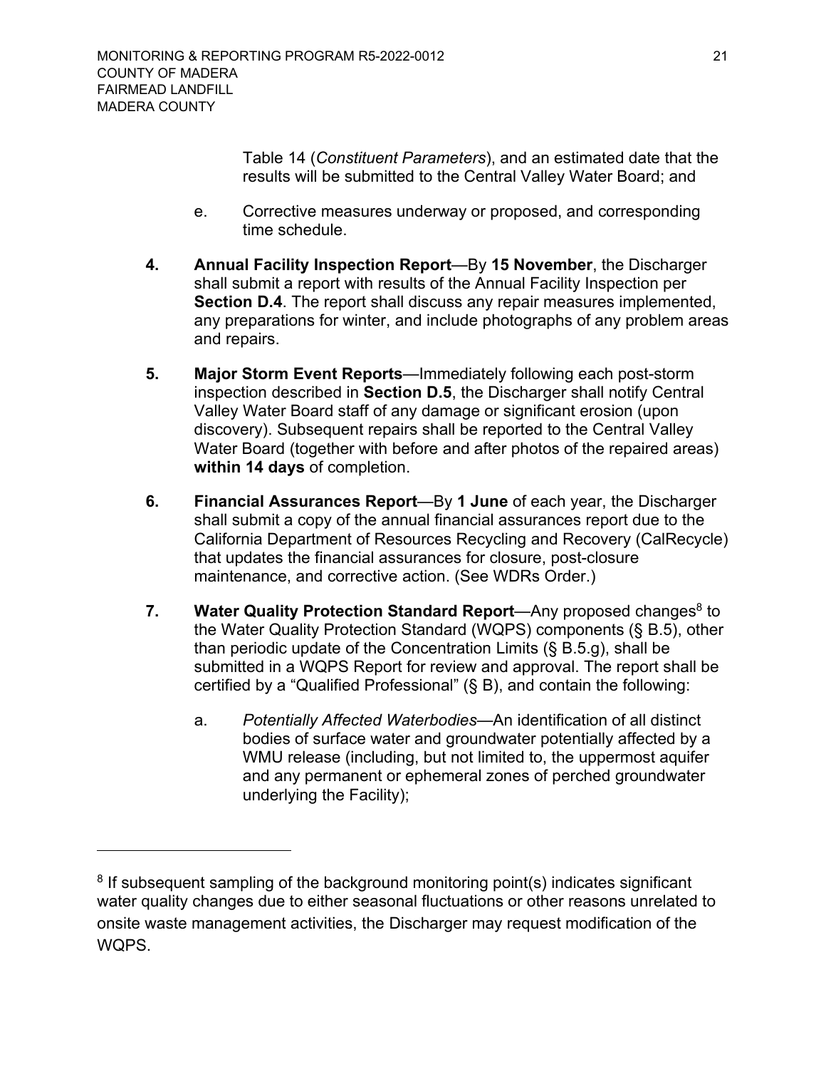Table 14 (*Constituent Parameters*), and an estimated date that the results will be submitted to the Central Valley Water Board; and

e. Corrective measures underway or proposed, and corresponding time schedule.

**4. Annual Facility Inspection Report**—By **15 November**, the Discharger shall submit a report with results of the Annual Facility Inspection per **Section D.4**. The report shall discuss any repair measures implemented, any preparations for winter, and include photographs of any problem areas and repairs.

**5. Major Storm Event Reports**—Immediately following each post-storm inspection described in **Section D.5**, the Discharger shall notify Central Valley Water Board staff of any damage or significant erosion (upon discovery). Subsequent repairs shall be reported to the Central Valley Water Board (together with before and after photos of the repaired areas) **within 14 days** of completion.

**6. Financial Assurances Report**—By **1 June** of each year, the Discharger shall submit a copy of the annual financial assurances report due to the California Department of Resources Recycling and Recovery (CalRecycle) that updates the financial assurances for closure, post-closure maintenance, and corrective action. (See WDRs Order.)

**7. Water Quality Protection Standard Report**—Any proposed changes[8] to the Water Quality Protection Standard (WQPS) components (§ B.5), other than periodic update of the Concentration Limits (§ B.5.g), shall be submitted in a WQPS Report for review and approval. The report shall be certified by a "Qualified Professional" (§ B), and contain the following:

a. *Potentially Affected Waterbodies*—An identification of all distinct bodies of surface water and groundwater potentially affected by a WMU release (including, but not limited to, the uppermost aquifer and any permanent or ephemeral zones of perched groundwater underlying the Facility);

---

[8] If subsequent sampling of the background monitoring point(s) indicates significant water quality changes due to either seasonal fluctuations or other reasons unrelated to onsite waste management activities, the Discharger may request modification of the WQPS.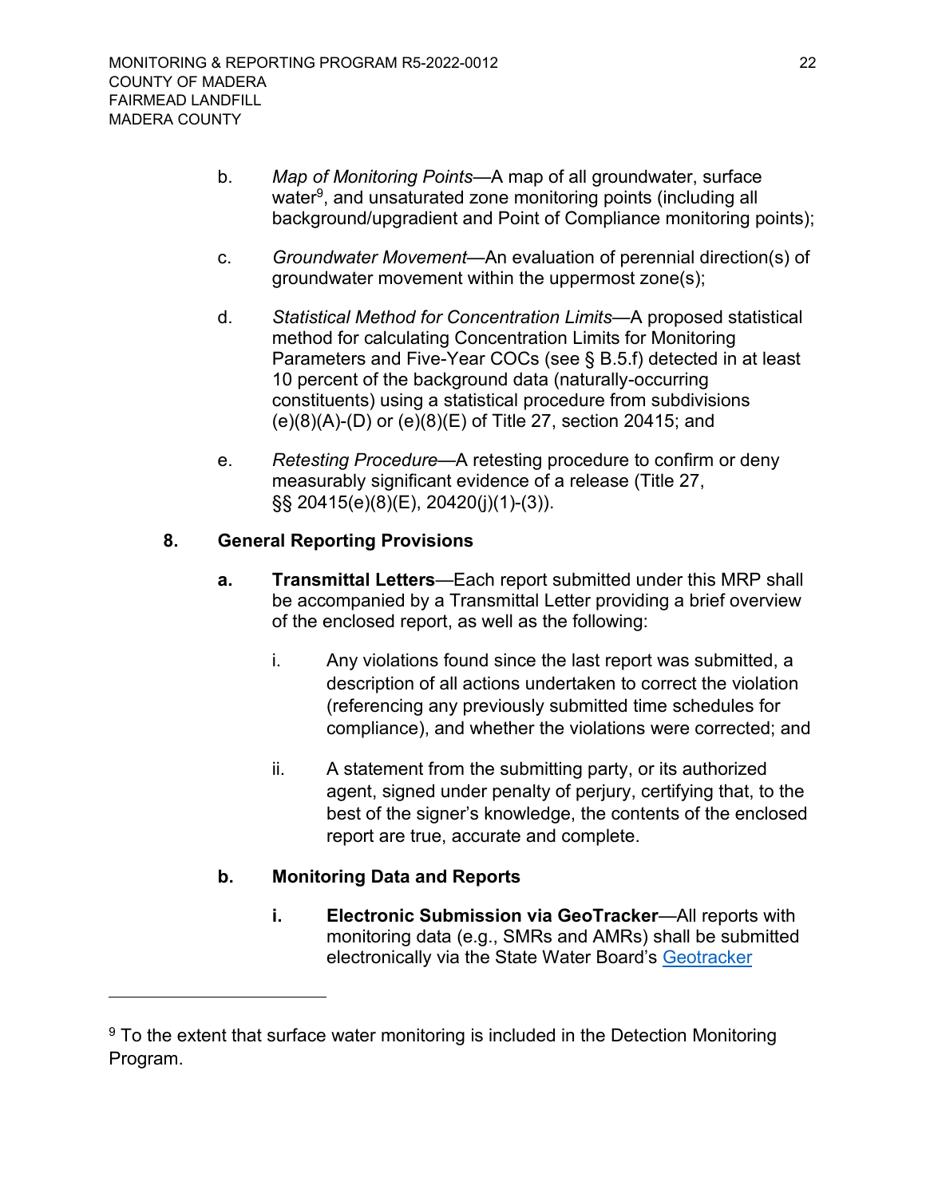b. *Map of Monitoring Points*—A map of all groundwater, surface water[9], and unsaturated zone monitoring points (including all background/upgradient and Point of Compliance monitoring points);

c. *Groundwater Movement*—An evaluation of perennial direction(s) of groundwater movement within the uppermost zone(s);

d. *Statistical Method for Concentration Limits*—A proposed statistical method for calculating Concentration Limits for Monitoring Parameters and Five-Year COCs (see § B.5.f) detected in at least 10 percent of the background data (naturally-occurring constituents) using a statistical procedure from subdivisions (e)(8)(A)-(D) or (e)(8)(E) of Title 27, section 20415; and

e. *Retesting Procedure*—A retesting procedure to confirm or deny measurably significant evidence of a release (Title 27, §§ 20415(e)(8)(E), 20420(j)(1)-(3)).

## 8. General Reporting Provisions

**a. Transmittal Letters**—Each report submitted under this MRP shall be accompanied by a Transmittal Letter providing a brief overview of the enclosed report, as well as the following:

i. Any violations found since the last report was submitted, a description of all actions undertaken to correct the violation (referencing any previously submitted time schedules for compliance), and whether the violations were corrected; and

ii. A statement from the submitting party, or its authorized agent, signed under penalty of perjury, certifying that, to the best of the signer's knowledge, the contents of the enclosed report are true, accurate and complete.

**b. Monitoring Data and Reports**

**i. Electronic Submission via GeoTracker**—All reports with monitoring data (e.g., SMRs and AMRs) shall be submitted electronically via the State Water Board's Geotracker

---

[9] To the extent that surface water monitoring is included in the Detection Monitoring Program.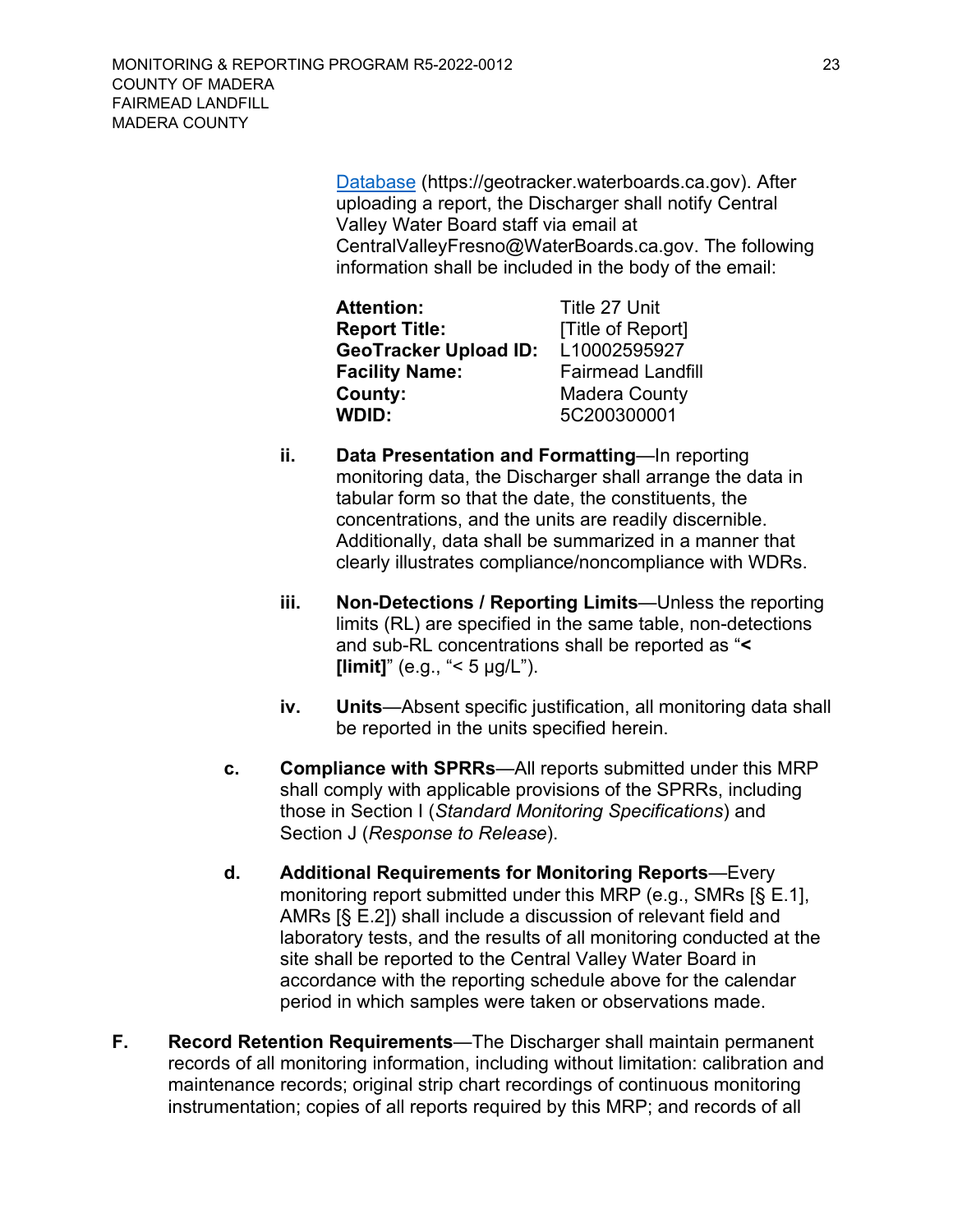[Database](https://geotracker.waterboards.ca.gov) (https://geotracker.waterboards.ca.gov). After uploading a report, the Discharger shall notify Central Valley Water Board staff via email at CentralValleyFresno@WaterBoards.ca.gov. The following information shall be included in the body of the email:

| | |
|---|---|
| **Attention:** | Title 27 Unit |
| **Report Title:** | [Title of Report] |
| **GeoTracker Upload ID:** | L10002595927 |
| **Facility Name:** | Fairmead Landfill |
| **County:** | Madera County |
| **WDID:** | 5C200300001 |

ii. **Data Presentation and Formatting**—In reporting monitoring data, the Discharger shall arrange the data in tabular form so that the date, the constituents, the concentrations, and the units are readily discernible. Additionally, data shall be summarized in a manner that clearly illustrates compliance/noncompliance with WDRs.

iii. **Non-Detections / Reporting Limits**—Unless the reporting limits (RL) are specified in the same table, non-detections and sub-RL concentrations shall be reported as "**< [limit]**" (e.g., "< 5 µg/L").

iv. **Units**—Absent specific justification, all monitoring data shall be reported in the units specified herein.

c. **Compliance with SPRRs**—All reports submitted under this MRP shall comply with applicable provisions of the SPRRs, including those in Section I (*Standard Monitoring Specifications*) and Section J (*Response to Release*).

d. **Additional Requirements for Monitoring Reports**—Every monitoring report submitted under this MRP (e.g., SMRs [§ E.1], AMRs [§ E.2]) shall include a discussion of relevant field and laboratory tests, and the results of all monitoring conducted at the site shall be reported to the Central Valley Water Board in accordance with the reporting schedule above for the calendar period in which samples were taken or observations made.

F. **Record Retention Requirements**—The Discharger shall maintain permanent records of all monitoring information, including without limitation: calibration and maintenance records; original strip chart recordings of continuous monitoring instrumentation; copies of all reports required by this MRP; and records of all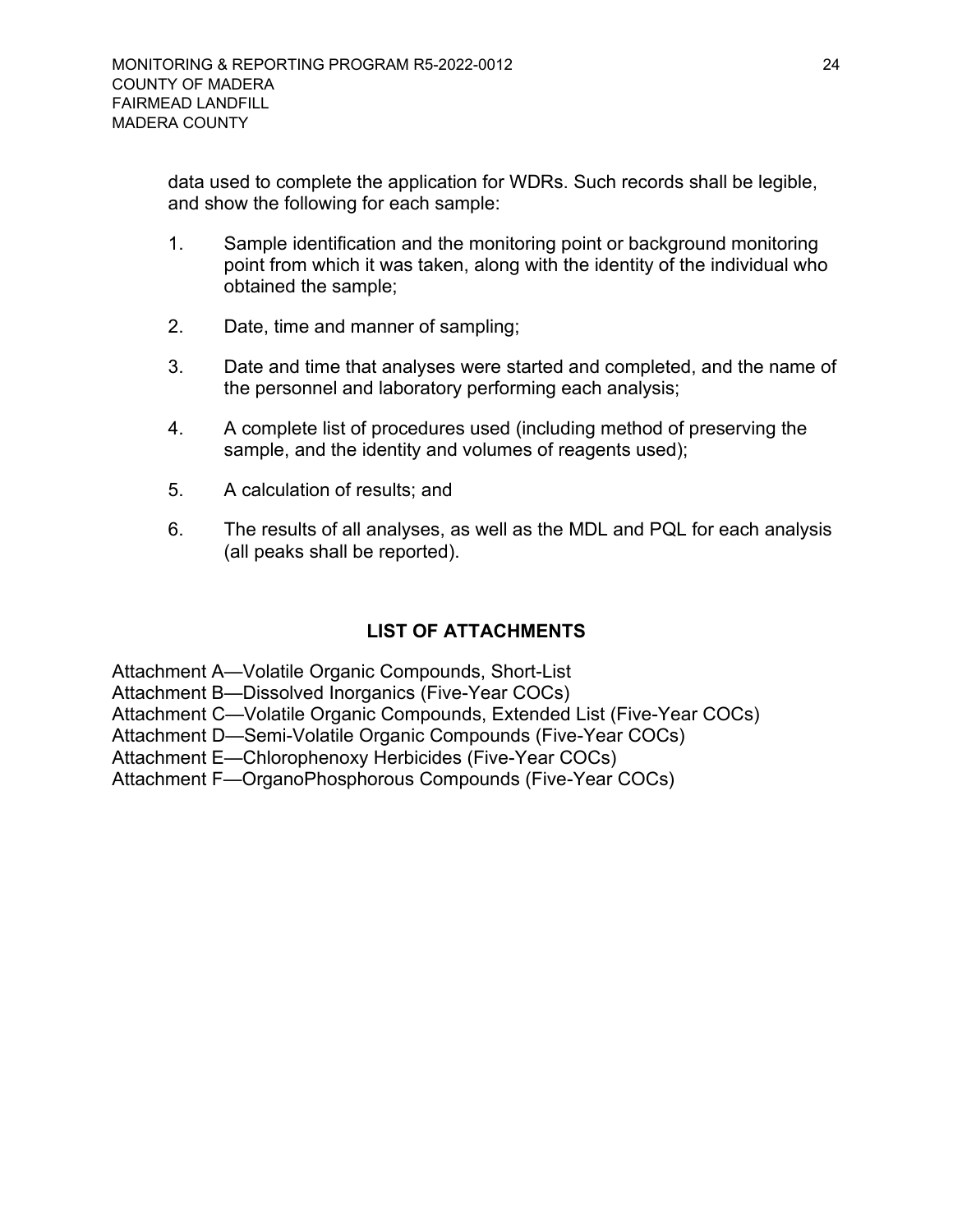data used to complete the application for WDRs. Such records shall be legible, and show the following for each sample:

1. Sample identification and the monitoring point or background monitoring point from which it was taken, along with the identity of the individual who obtained the sample;
2. Date, time and manner of sampling;
3. Date and time that analyses were started and completed, and the name of the personnel and laboratory performing each analysis;
4. A complete list of procedures used (including method of preserving the sample, and the identity and volumes of reagents used);
5. A calculation of results; and
6. The results of all analyses, as well as the MDL and PQL for each analysis (all peaks shall be reported).

## LIST OF ATTACHMENTS

Attachment A—Volatile Organic Compounds, Short-List
Attachment B—Dissolved Inorganics (Five-Year COCs)
Attachment C—Volatile Organic Compounds, Extended List (Five-Year COCs)
Attachment D—Semi-Volatile Organic Compounds (Five-Year COCs)
Attachment E—Chlorophenoxy Herbicides (Five-Year COCs)
Attachment F—OrganoPhosphorous Compounds (Five-Year COCs)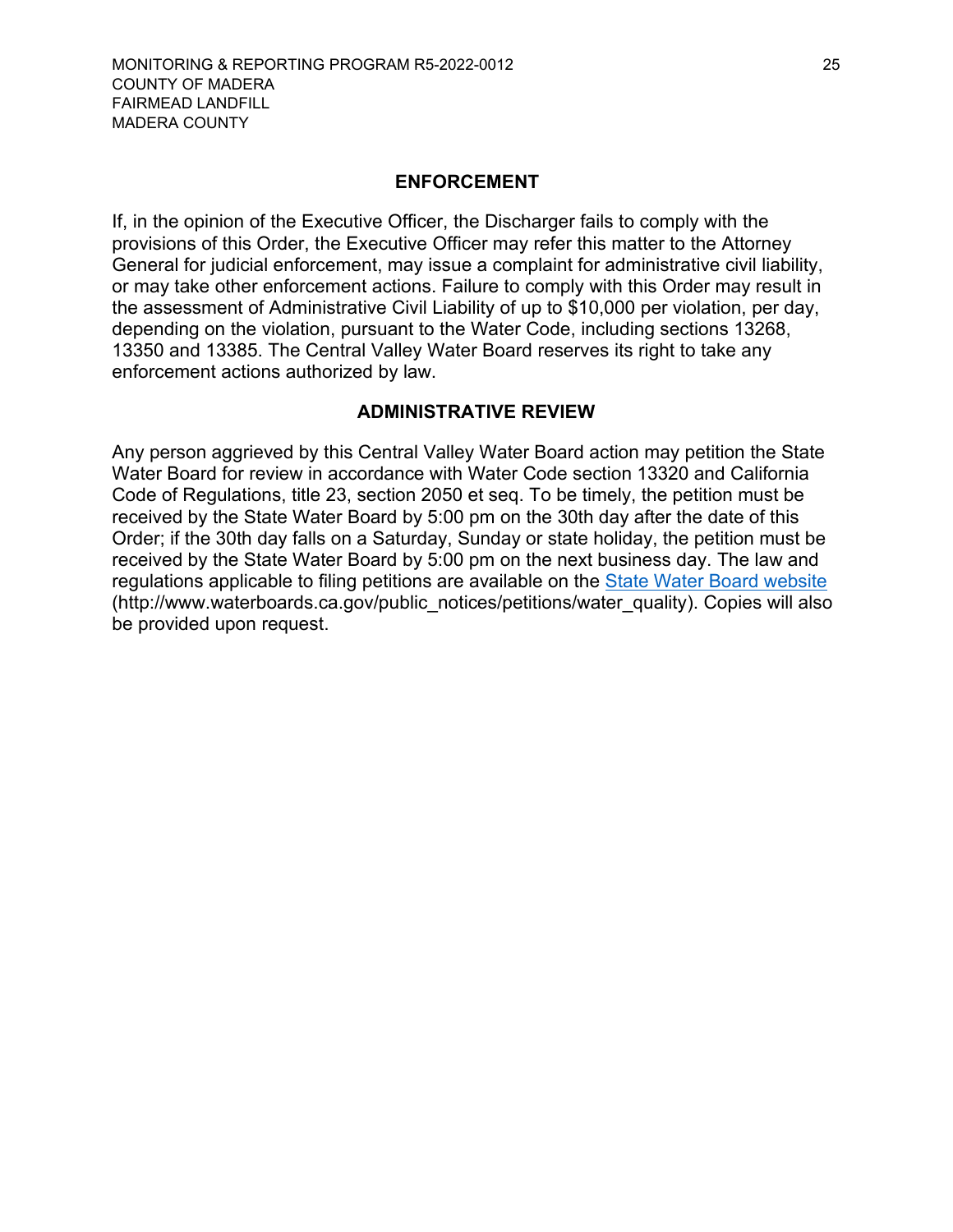## ENFORCEMENT

If, in the opinion of the Executive Officer, the Discharger fails to comply with the provisions of this Order, the Executive Officer may refer this matter to the Attorney General for judicial enforcement, may issue a complaint for administrative civil liability, or may take other enforcement actions. Failure to comply with this Order may result in the assessment of Administrative Civil Liability of up to $10,000 per violation, per day, depending on the violation, pursuant to the Water Code, including sections 13268, 13350 and 13385. The Central Valley Water Board reserves its right to take any enforcement actions authorized by law.

## ADMINISTRATIVE REVIEW

Any person aggrieved by this Central Valley Water Board action may petition the State Water Board for review in accordance with Water Code section 13320 and California Code of Regulations, title 23, section 2050 et seq. To be timely, the petition must be received by the State Water Board by 5:00 pm on the 30th day after the date of this Order; if the 30th day falls on a Saturday, Sunday or state holiday, the petition must be received by the State Water Board by 5:00 pm on the next business day. The law and regulations applicable to filing petitions are available on the [State Water Board website](http://www.waterboards.ca.gov/public_notices/petitions/water_quality) (http://www.waterboards.ca.gov/public_notices/petitions/water_quality). Copies will also be provided upon request.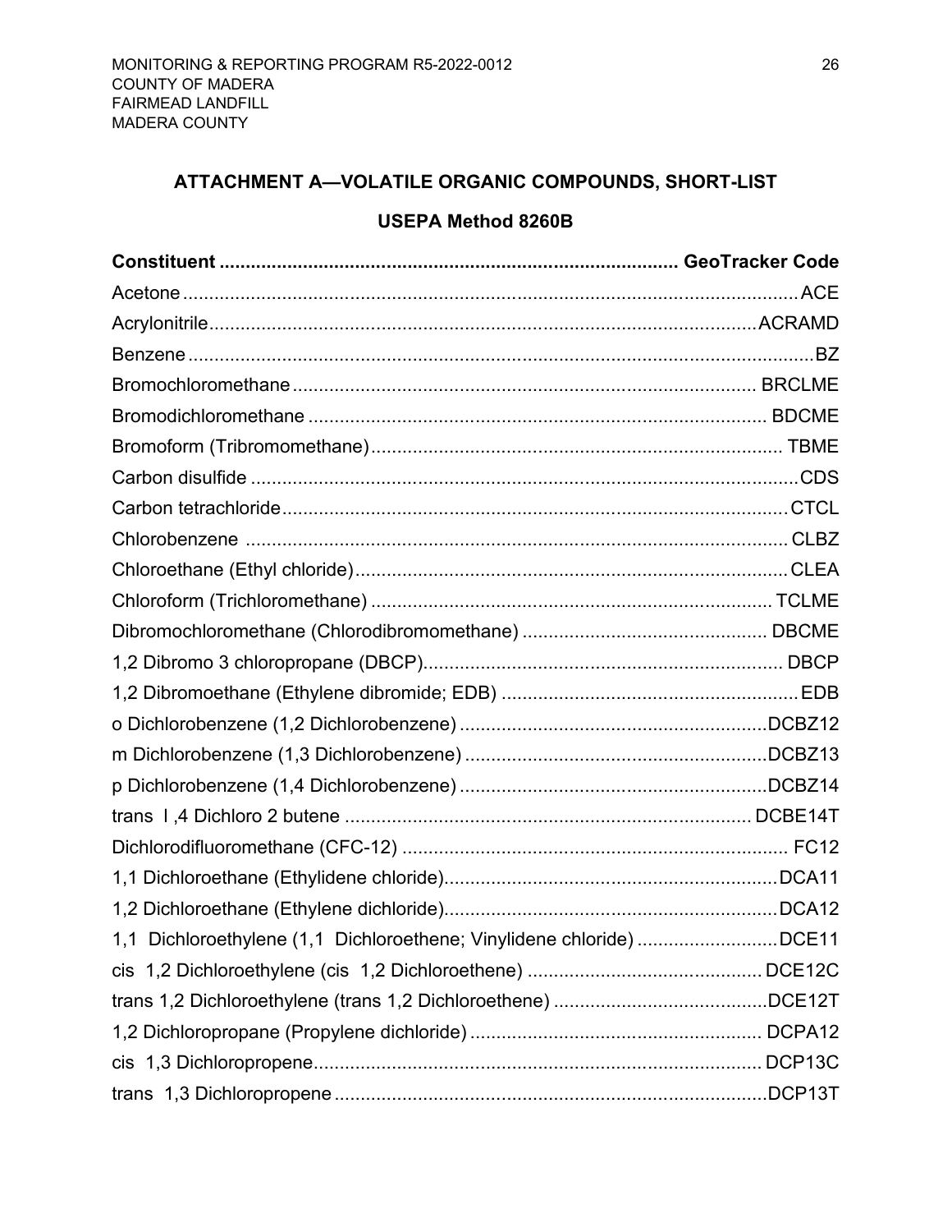## ATTACHMENT A—VOLATILE ORGANIC COMPOUNDS, SHORT-LIST

### USEPA Method 8260B

| Constituent | GeoTracker Code |
|---|---|
| Acetone | ACE |
| Acrylonitrile | ACRAMD |
| Benzene | BZ |
| Bromochloromethane | BRCLME |
| Bromodichloromethane | BDCME |
| Bromoform (Tribromomethane) | TBME |
| Carbon disulfide | CDS |
| Carbon tetrachloride | CTCL |
| Chlorobenzene | CLBZ |
| Chloroethane (Ethyl chloride) | CLEA |
| Chloroform (Trichloromethane) | TCLME |
| Dibromochloromethane (Chlorodibromomethane) | DBCME |
| 1,2 Dibromo 3 chloropropane (DBCP) | DBCP |
| 1,2 Dibromoethane (Ethylene dibromide; EDB) | EDB |
| o Dichlorobenzene (1,2 Dichlorobenzene) | DCBZ12 |
| m Dichlorobenzene (1,3 Dichlorobenzene) | DCBZ13 |
| p Dichlorobenzene (1,4 Dichlorobenzene) | DCBZ14 |
| trans I ,4 Dichloro 2 butene | DCBE14T |
| Dichlorodifluoromethane (CFC-12) | FC12 |
| 1,1 Dichloroethane (Ethylidene chloride) | DCA11 |
| 1,2 Dichloroethane (Ethylene dichloride) | DCA12 |
| 1,1 Dichloroethylene (1,1 Dichloroethene; Vinylidene chloride) | DCE11 |
| cis 1,2 Dichloroethylene (cis 1,2 Dichloroethene) | DCE12C |
| trans 1,2 Dichloroethylene (trans 1,2 Dichloroethene) | DCE12T |
| 1,2 Dichloropropane (Propylene dichloride) | DCPA12 |
| cis 1,3 Dichloropropene | DCP13C |
| trans 1,3 Dichloropropene | DCP13T |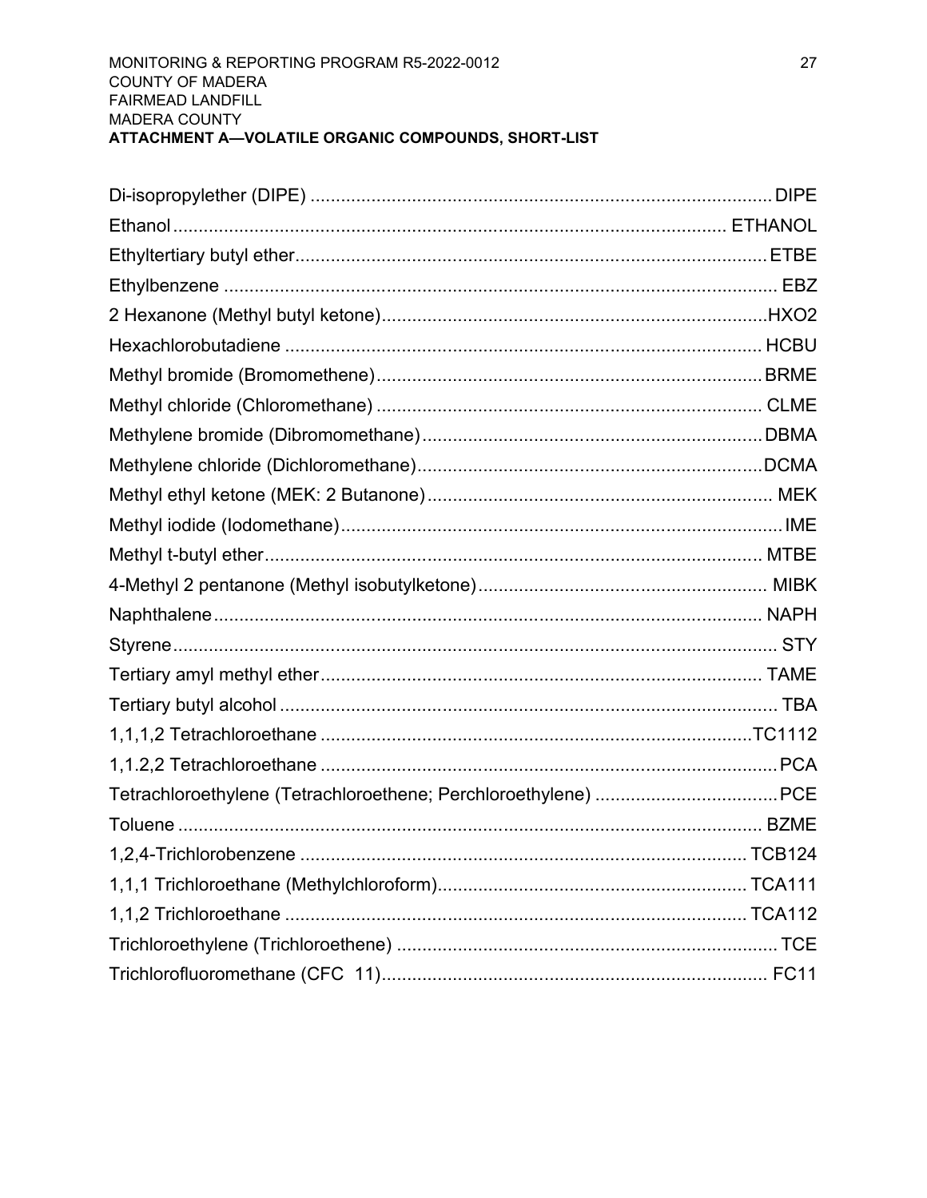**ATTACHMENT A—VOLATILE ORGANIC COMPOUNDS, SHORT-LIST**

| Compound | Code |
|---|---|
| Di-isopropylether (DIPE) | DIPE |
| Ethanol | ETHANOL |
| Ethyltertiary butyl ether | ETBE |
| Ethylbenzene | EBZ |
| 2 Hexanone (Methyl butyl ketone) | HXO2 |
| Hexachlorobutadiene | HCBU |
| Methyl bromide (Bromomethene) | BRME |
| Methyl chloride (Chloromethane) | CLME |
| Methylene bromide (Dibromomethane) | DBMA |
| Methylene chloride (Dichloromethane) | DCMA |
| Methyl ethyl ketone (MEK: 2 Butanone) | MEK |
| Methyl iodide (Iodomethane) | IME |
| Methyl t-butyl ether | MTBE |
| 4-Methyl 2 pentanone (Methyl isobutylketone) | MIBK |
| Naphthalene | NAPH |
| Styrene | STY |
| Tertiary amyl methyl ether | TAME |
| Tertiary butyl alcohol | TBA |
| 1,1,1,2 Tetrachloroethane | TC1112 |
| 1,1.2,2 Tetrachloroethane | PCA |
| Tetrachloroethylene (Tetrachloroethene; Perchloroethylene) | PCE |
| Toluene | BZME |
| 1,2,4-Trichlorobenzene | TCB124 |
| 1,1,1 Trichloroethane (Methylchloroform) | TCA111 |
| 1,1,2 Trichloroethane | TCA112 |
| Trichloroethylene (Trichloroethene) | TCE |
| Trichlorofluoromethane (CFC 11) | FC11 |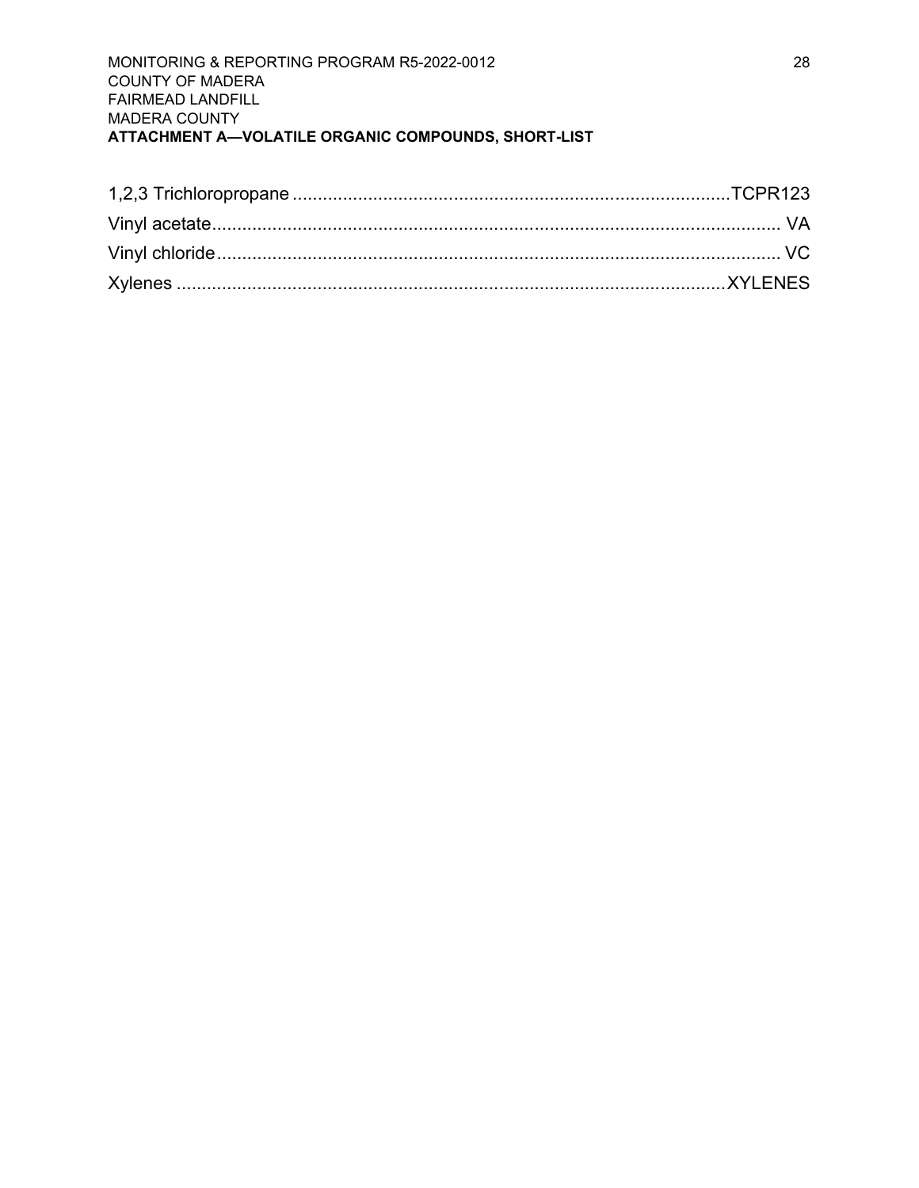1,2,3 Trichloropropane ........................................................................................TCPR123

Vinyl acetate........................................................................................................ VA

Vinyl chloride........................................................................................................ VC

Xylenes ..............................................................................................................XYLENES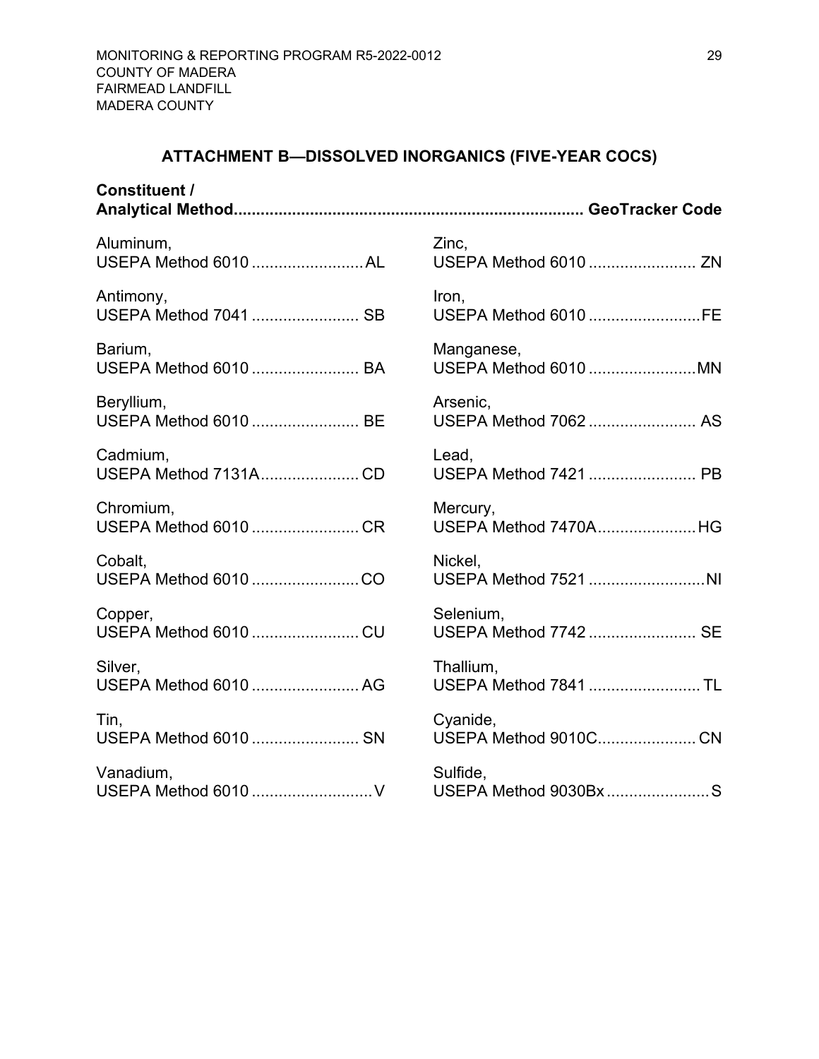## ATTACHMENT B—DISSOLVED INORGANICS (FIVE-YEAR COCS)

| Constituent / Analytical Method | GeoTracker Code |
|---|---|
| Aluminum, USEPA Method 6010 | AL |
| Antimony, USEPA Method 7041 | SB |
| Barium, USEPA Method 6010 | BA |
| Beryllium, USEPA Method 6010 | BE |
| Cadmium, USEPA Method 7131A | CD |
| Chromium, USEPA Method 6010 | CR |
| Cobalt, USEPA Method 6010 | CO |
| Copper, USEPA Method 6010 | CU |
| Silver, USEPA Method 6010 | AG |
| Tin, USEPA Method 6010 | SN |
| Vanadium, USEPA Method 6010 | V |
| Zinc, USEPA Method 6010 | ZN |
| Iron, USEPA Method 6010 | FE |
| Manganese, USEPA Method 6010 | MN |
| Arsenic, USEPA Method 7062 | AS |
| Lead, USEPA Method 7421 | PB |
| Mercury, USEPA Method 7470A | HG |
| Nickel, USEPA Method 7521 | NI |
| Selenium, USEPA Method 7742 | SE |
| Thallium, USEPA Method 7841 | TL |
| Cyanide, USEPA Method 9010C | CN |
| Sulfide, USEPA Method 9030Bx | S |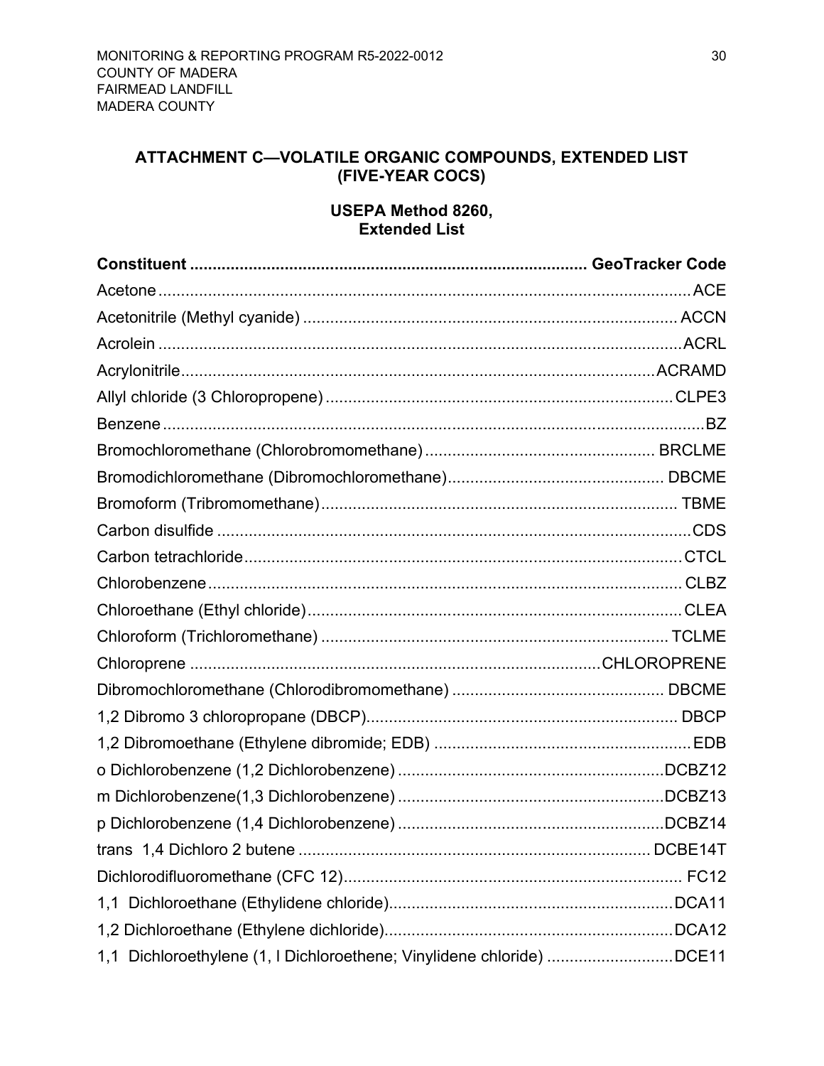## ATTACHMENT C—VOLATILE ORGANIC COMPOUNDS, EXTENDED LIST (FIVE-YEAR COCS)

### USEPA Method 8260, Extended List

| Constituent | GeoTracker Code |
|---|---|
| Acetone | ACE |
| Acetonitrile (Methyl cyanide) | ACCN |
| Acrolein | ACRL |
| Acrylonitrile | ACRAMD |
| Allyl chloride (3 Chloropropene) | CLPE3 |
| Benzene | BZ |
| Bromochloromethane (Chlorobromomethane) | BRCLME |
| Bromodichloromethane (Dibromochloromethane) | DBCME |
| Bromoform (Tribromomethane) | TBME |
| Carbon disulfide | CDS |
| Carbon tetrachloride | CTCL |
| Chlorobenzene | CLBZ |
| Chloroethane (Ethyl chloride) | CLEA |
| Chloroform (Trichloromethane) | TCLME |
| Chloroprene | CHLOROPRENE |
| Dibromochloromethane (Chlorodibromomethane) | DBCME |
| 1,2 Dibromo 3 chloropropane (DBCP) | DBCP |
| 1,2 Dibromoethane (Ethylene dibromide; EDB) | EDB |
| o Dichlorobenzene (1,2 Dichlorobenzene) | DCBZ12 |
| m Dichlorobenzene(1,3 Dichlorobenzene) | DCBZ13 |
| p Dichlorobenzene (1,4 Dichlorobenzene) | DCBZ14 |
| trans 1,4 Dichloro 2 butene | DCBE14T |
| Dichlorodifluoromethane (CFC 12) | FC12 |
| 1,1 Dichloroethane (Ethylidene chloride) | DCA11 |
| 1,2 Dichloroethane (Ethylene dichloride) | DCA12 |
| 1,1 Dichloroethylene (1, l Dichloroethene; Vinylidene chloride) | DCE11 |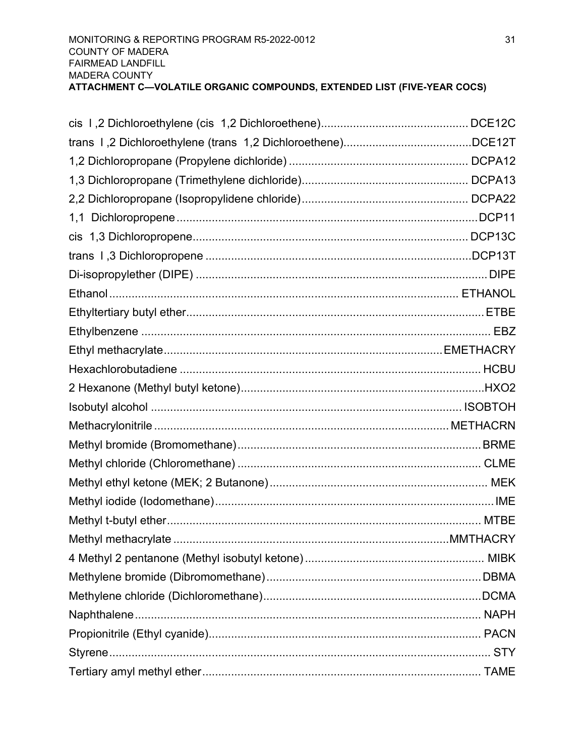**ATTACHMENT C—VOLATILE ORGANIC COMPOUNDS, EXTENDED LIST (FIVE-YEAR COCS)**

cis I,2 Dichloroethylene (cis 1,2 Dichloroethene).............................................. DCE12C

trans I,2 Dichloroethylene (trans 1,2 Dichloroethene)........................................DCE12T

1,2 Dichloropropane (Propylene dichloride) ....................................................... DCPA12

1,3 Dichloropropane (Trimethylene dichloride).................................................... DCPA13

2,2 Dichloropropane (Isopropylidene chloride).................................................... DCPA22

1,1 Dichloropropene ..............................................................................................DCP11

cis 1,3 Dichloropropene...................................................................................... DCP13C

trans I,3 Dichloropropene ....................................................................................DCP13T

Di-isopropylether (DIPE) .......................................................................................... DIPE

Ethanol ............................................................................................................ ETHANOL

Ethyltertiary butyl ether............................................................................................. ETBE

Ethylbenzene ............................................................................................................. EBZ

Ethyl methacrylate.......................................................................................EMETHACRY

Hexachlorobutadiene ............................................................................................... HCBU

2 Hexanone (Methyl butyl ketone)...........................................................................HXO2

Isobutyl alcohol ............................................................................................... ISOBTOH

Methacrylonitrile .......................................................................................... METHACRN

Methyl bromide (Bromomethane)............................................................................. BRME

Methyl chloride (Chloromethane) ............................................................................. CLME

Methyl ethyl ketone (MEK; 2 Butanone).................................................................... MEK

Methyl iodide (Iodomethane)........................................................................................IME

Methyl t-butyl ether.................................................................................................. MTBE

Methyl methacrylate .....................................................................................MMTHACRY

4 Methyl 2 pentanone (Methyl isobutyl ketone)......................................................... MIBK

Methylene bromide (Dibromomethane)..................................................................... DBMA

Methylene chloride (Dichloromethane).....................................................................DCMA

Naphthalene............................................................................................................. NAPH

Propionitrile (Ethyl cyanide)...................................................................................... PACN

Styrene........................................................................................................................ STY

Tertiary amyl methyl ether........................................................................................ TAME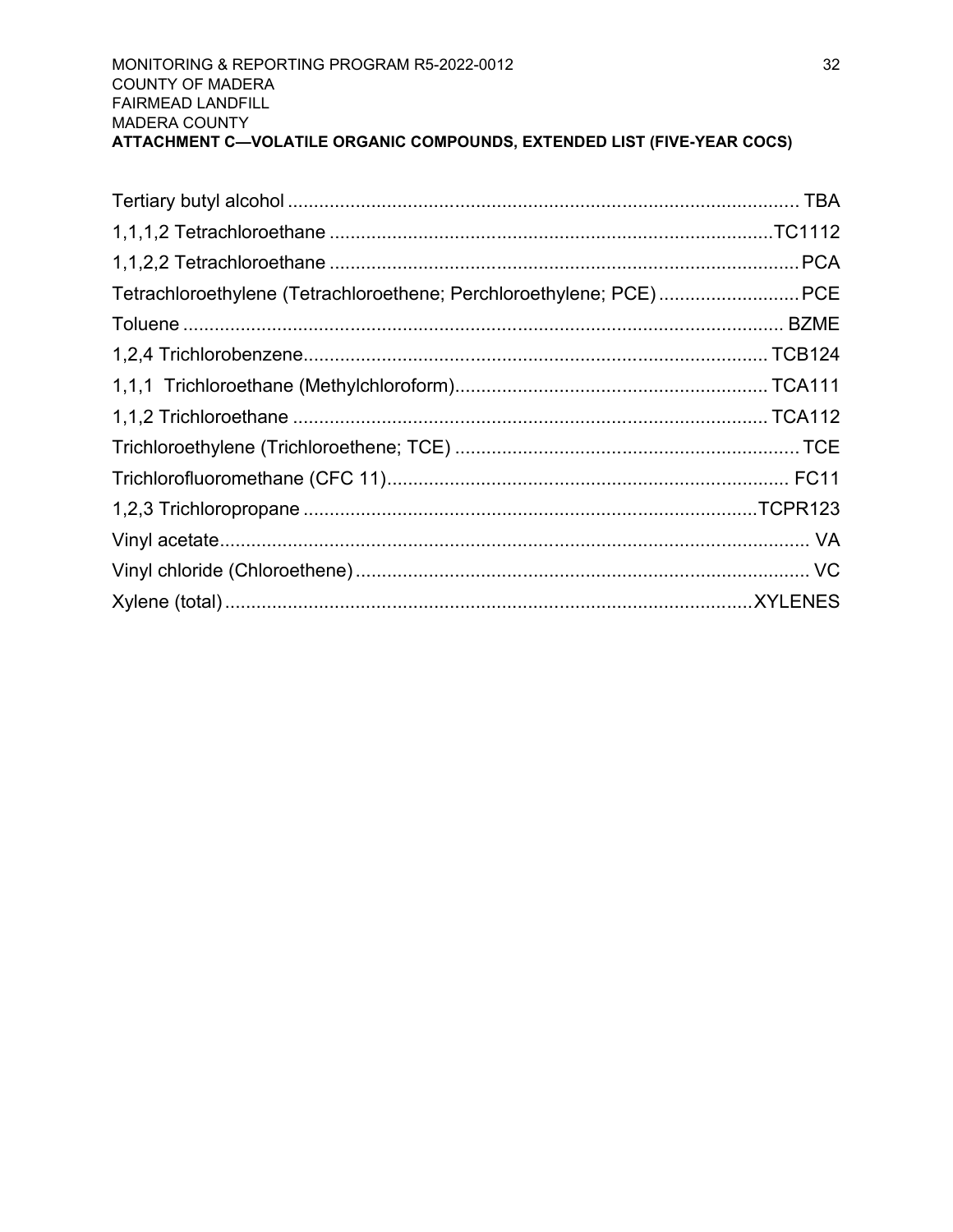**ATTACHMENT C—VOLATILE ORGANIC COMPOUNDS, EXTENDED LIST (FIVE-YEAR COCS)**

| Compound | Code |
|---|---|
| Tertiary butyl alcohol | TBA |
| 1,1,1,2 Tetrachloroethane | TC1112 |
| 1,1,2,2 Tetrachloroethane | PCA |
| Tetrachloroethylene (Tetrachloroethene; Perchloroethylene; PCE) | PCE |
| Toluene | BZME |
| 1,2,4 Trichlorobenzene | TCB124 |
| 1,1,1 Trichloroethane (Methylchloroform) | TCA111 |
| 1,1,2 Trichloroethane | TCA112 |
| Trichloroethylene (Trichloroethene; TCE) | TCE |
| Trichlorofluoromethane (CFC 11) | FC11 |
| 1,2,3 Trichloropropane | TCPR123 |
| Vinyl acetate | VA |
| Vinyl chloride (Chloroethene) | VC |
| Xylene (total) | XYLENES |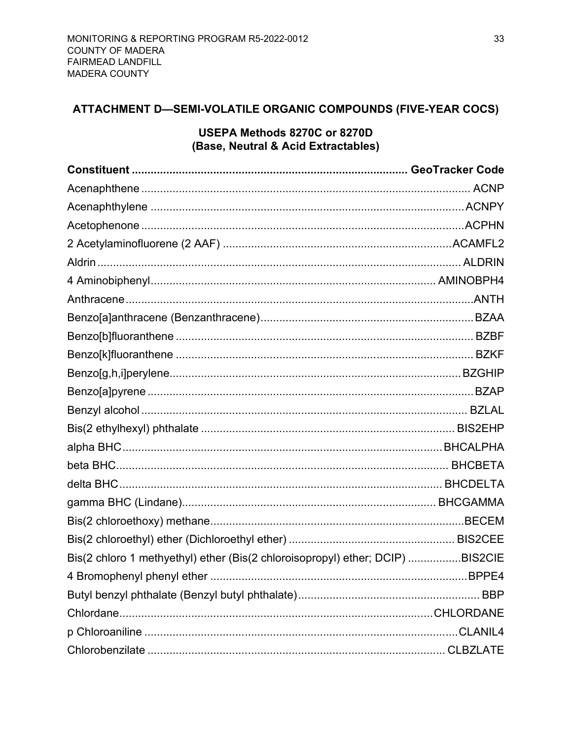## ATTACHMENT D—SEMI-VOLATILE ORGANIC COMPOUNDS (FIVE-YEAR COCS)

### USEPA Methods 8270C or 8270D
### (Base, Neutral & Acid Extractables)

| Constituent | GeoTracker Code |
|---|---|
| Acenaphthene | ACNP |
| Acenaphthylene | ACNPY |
| Acetophenone | ACPHN |
| 2 Acetylaminofluorene (2 AAF) | ACAMFL2 |
| Aldrin | ALDRIN |
| 4 Aminobiphenyl | AMINOBPH4 |
| Anthracene | ANTH |
| Benzo[a]anthracene (Benzanthracene) | BZAA |
| Benzo[b]fluoranthene | BZBF |
| Benzo[k]fluoranthene | BZKF |
| Benzo[g,h,i]perylene | BZGHIP |
| Benzo[a]pyrene | BZAP |
| Benzyl alcohol | BZLAL |
| Bis(2 ethylhexyl) phthalate | BIS2EHP |
| alpha BHC | BHCALPHA |
| beta BHC | BHCBETA |
| delta BHC | BHCDELTA |
| gamma BHC (Lindane) | BHCGAMMA |
| Bis(2 chloroethoxy) methane | BECEM |
| Bis(2 chloroethyl) ether (Dichloroethyl ether) | BIS2CEE |
| Bis(2 chloro 1 methyethyl) ether (Bis(2 chloroisopropyl) ether; DCIP) | BIS2CIE |
| 4 Bromophenyl phenyl ether | BPPE4 |
| Butyl benzyl phthalate (Benzyl butyl phthalate) | BBP |
| Chlordane | CHLORDANE |
| p Chloroaniline | CLANIL4 |
| Chlorobenzilate | CLBZLATE |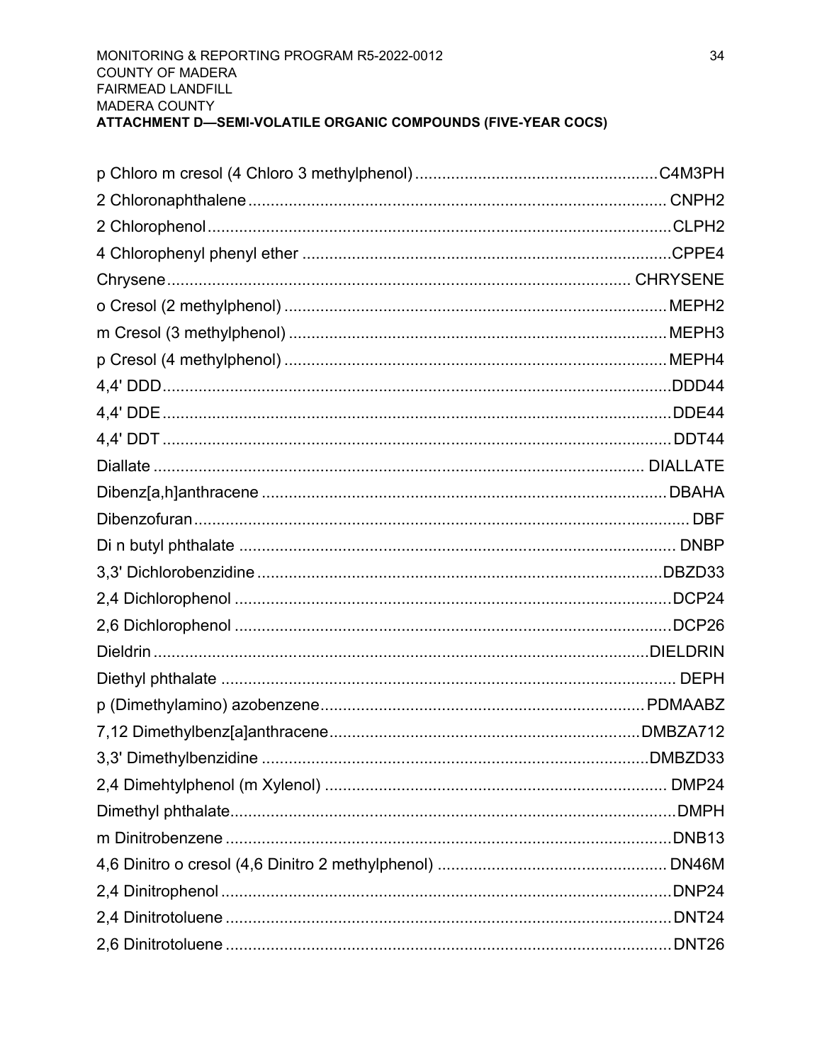**ATTACHMENT D—SEMI-VOLATILE ORGANIC COMPOUNDS (FIVE-YEAR COCS)**

| | |
|---|---|
| p Chloro m cresol (4 Chloro 3 methylphenol) | C4M3PH |
| 2 Chloronaphthalene | CNPH2 |
| 2 Chlorophenol | CLPH2 |
| 4 Chlorophenyl phenyl ether | CPPE4 |
| Chrysene | CHRYSENE |
| o Cresol (2 methylphenol) | MEPH2 |
| m Cresol (3 methylphenol) | MEPH3 |
| p Cresol (4 methylphenol) | MEPH4 |
| 4,4' DDD | DDD44 |
| 4,4' DDE | DDE44 |
| 4,4' DDT | DDT44 |
| Diallate | DIALLATE |
| Dibenz[a,h]anthracene | DBAHA |
| Dibenzofuran | DBF |
| Di n butyl phthalate | DNBP |
| 3,3' Dichlorobenzidine | DBZD33 |
| 2,4 Dichlorophenol | DCP24 |
| 2,6 Dichlorophenol | DCP26 |
| Dieldrin | DIELDRIN |
| Diethyl phthalate | DEPH |
| p (Dimethylamino) azobenzene | PDMAABZ |
| 7,12 Dimethylbenz[a]anthracene | DMBZA712 |
| 3,3' Dimethylbenzidine | DMBZD33 |
| 2,4 Dimehtylphenol (m Xylenol) | DMP24 |
| Dimethyl phthalate | DMPH |
| m Dinitrobenzene | DNB13 |
| 4,6 Dinitro o cresol (4,6 Dinitro 2 methylphenol) | DN46M |
| 2,4 Dinitrophenol | DNP24 |
| 2,4 Dinitrotoluene | DNT24 |
| 2,6 Dinitrotoluene | DNT26 |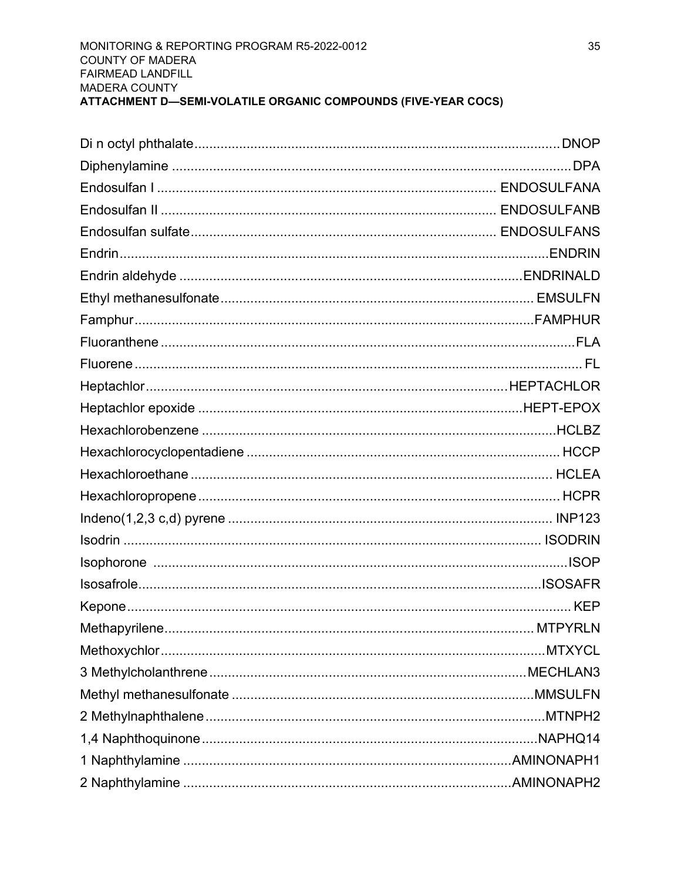**ATTACHMENT D—SEMI-VOLATILE ORGANIC COMPOUNDS (FIVE-YEAR COCS)**

| Compound | Code |
|---|---|
| Di n octyl phthalate | DNOP |
| Diphenylamine | DPA |
| Endosulfan I | ENDOSULFANA |
| Endosulfan II | ENDOSULFANB |
| Endosulfan sulfate | ENDOSULFANS |
| Endrin | ENDRIN |
| Endrin aldehyde | ENDRINALD |
| Ethyl methanesulfonate | EMSULFN |
| Famphur | FAMPHUR |
| Fluoranthene | FLA |
| Fluorene | FL |
| Heptachlor | HEPTACHLOR |
| Heptachlor epoxide | HEPT-EPOX |
| Hexachlorobenzene | HCLBZ |
| Hexachlorocyclopentadiene | HCCP |
| Hexachloroethane | HCLEA |
| Hexachloropropene | HCPR |
| Indeno(1,2,3 c,d) pyrene | INP123 |
| Isodrin | ISODRIN |
| Isophorone | ISOP |
| Isosafrole | ISOSAFR |
| Kepone | KEP |
| Methapyrilene | MTPYRLN |
| Methoxychlor | MTXYCL |
| 3 Methylcholanthrene | MECHLAN3 |
| Methyl methanesulfonate | MMSULFN |
| 2 Methylnaphthalene | MTNPH2 |
| 1,4 Naphthoquinone | NAPHQ14 |
| 1 Naphthylamine | AMINONAPH1 |
| 2 Naphthylamine | AMINONAPH2 |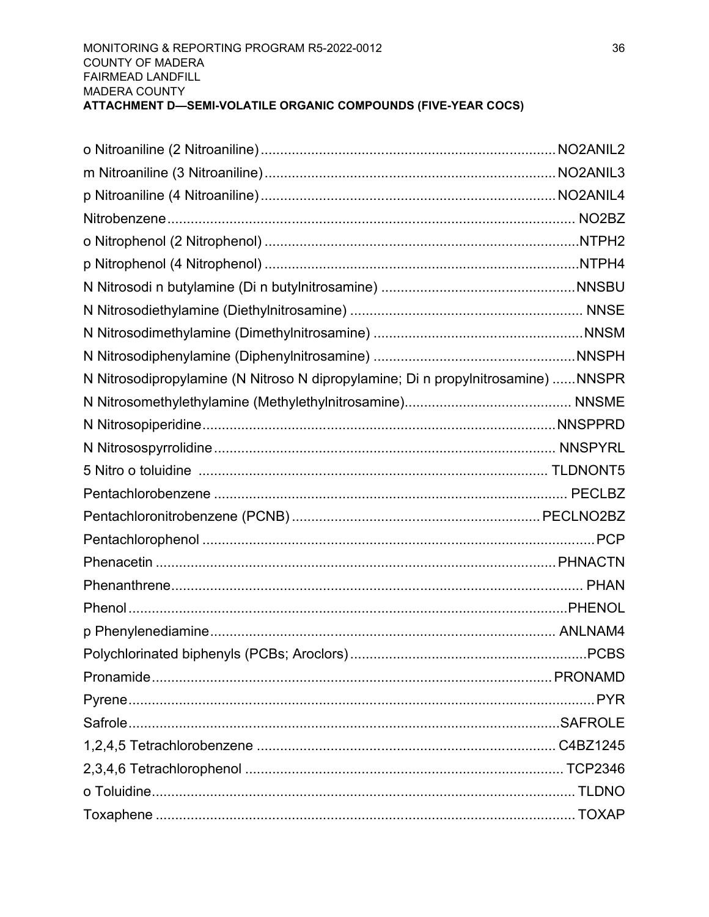**ATTACHMENT D—SEMI-VOLATILE ORGANIC COMPOUNDS (FIVE-YEAR COCS)**

o Nitroaniline (2 Nitroaniline) ........ NO2ANIL2

m Nitroaniline (3 Nitroaniline) ........ NO2ANIL3

p Nitroaniline (4 Nitroaniline) ........ NO2ANIL4

Nitrobenzene ........ NO2BZ

o Nitrophenol (2 Nitrophenol) ........ NTPH2

p Nitrophenol (4 Nitrophenol) ........ NTPH4

N Nitrosodi n butylamine (Di n butylnitrosamine) ........ NNSBU

N Nitrosodiethylamine (Diethylnitrosamine) ........ NNSE

N Nitrosodimethylamine (Dimethylnitrosamine) ........ NNSM

N Nitrosodiphenylamine (Diphenylnitrosamine) ........ NNSPH

N Nitrosodipropylamine (N Nitroso N dipropylamine; Di n propylnitrosamine) ........ NNSPR

N Nitrosomethylethylamine (Methylethylnitrosamine) ........ NNSME

N Nitrosopiperidine ........ NNSPPRD

N Nitrosospyrrolidine ........ NNSPYRL

5 Nitro o toluidine ........ TLDNONT5

Pentachlorobenzene ........ PECLBZ

Pentachloronitrobenzene (PCNB) ........ PECLNO2BZ

Pentachlorophenol ........ PCP

Phenacetin ........ PHNACTN

Phenanthrene ........ PHAN

Phenol ........ PHENOL

p Phenylenediamine ........ ANLNAM4

Polychlorinated biphenyls (PCBs; Aroclors) ........ PCBS

Pronamide ........ PRONAMD

Pyrene ........ PYR

Safrole ........ SAFROLE

1,2,4,5 Tetrachlorobenzene ........ C4BZ1245

2,3,4,6 Tetrachlorophenol ........ TCP2346

o Toluidine ........ TLDNO

Toxaphene ........ TOXAP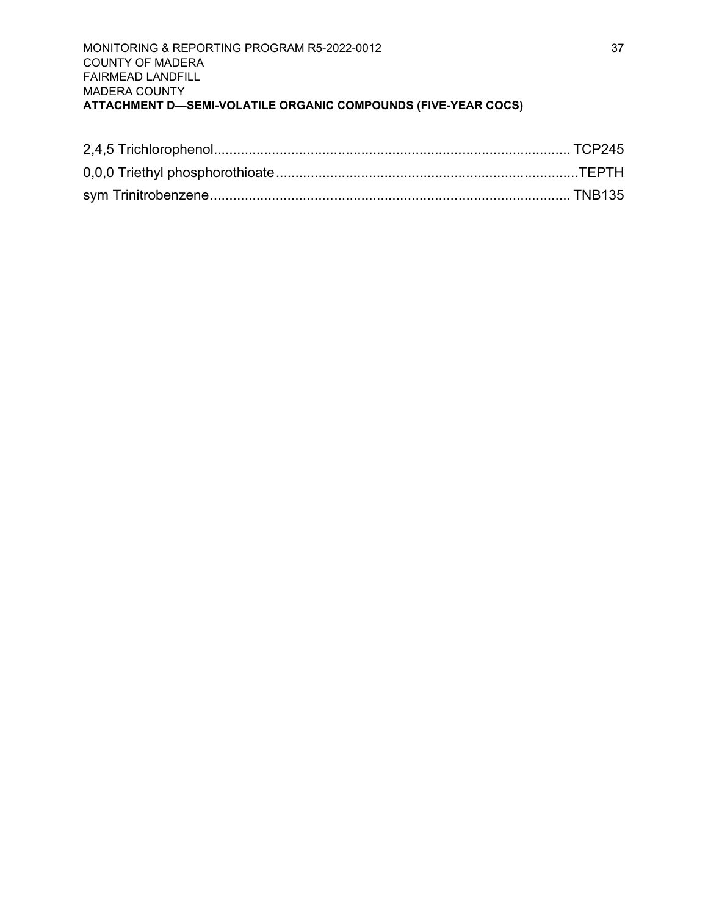2,4,5 Trichlorophenol........................................................................................... TCP245

0,0,0 Triethyl phosphorothioate...............................................................................TEPTH

sym Trinitrobenzene............................................................................................. TNB135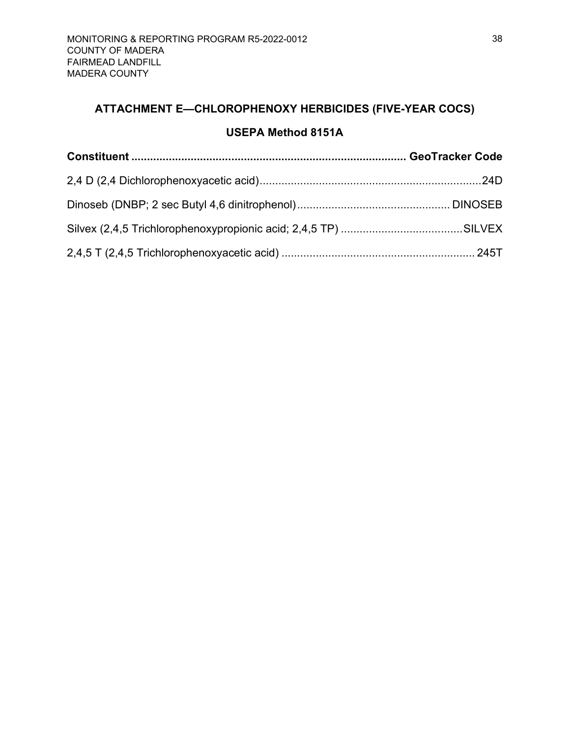## ATTACHMENT E—CHLOROPHENOXY HERBICIDES (FIVE-YEAR COCS)

### USEPA Method 8151A

| Constituent | GeoTracker Code |
| --- | --- |
| 2,4 D (2,4 Dichlorophenoxyacetic acid) | 24D |
| Dinoseb (DNBP; 2 sec Butyl 4,6 dinitrophenol) | DINOSEB |
| Silvex (2,4,5 Trichlorophenoxypropionic acid; 2,4,5 TP) | SILVEX |
| 2,4,5 T (2,4,5 Trichlorophenoxyacetic acid) | 245T |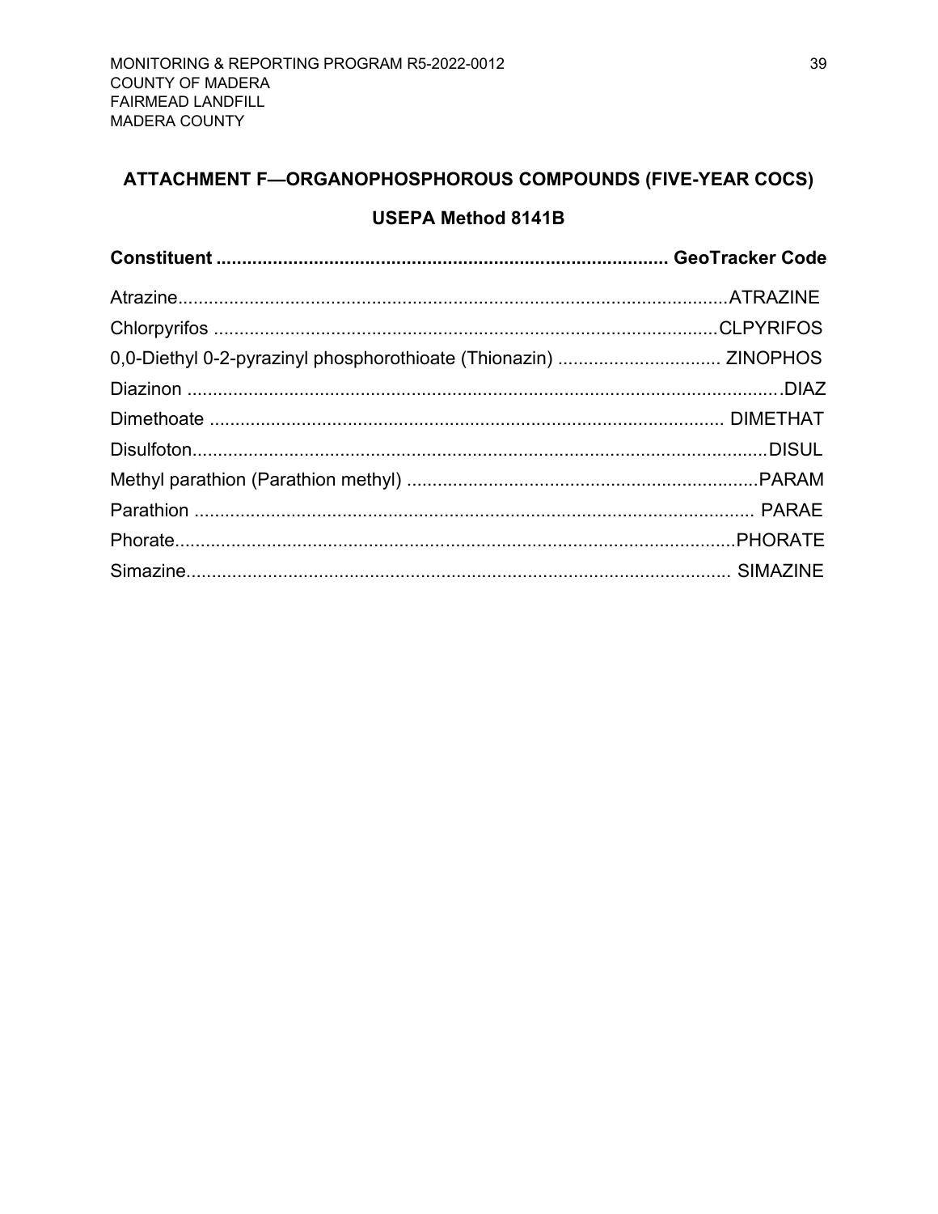## ATTACHMENT F—ORGANOPHOSPHOROUS COMPOUNDS (FIVE-YEAR COCS)

### USEPA Method 8141B

| Constituent | GeoTracker Code |
| --- | --- |
| Atrazine | ATRAZINE |
| Chlorpyrifos | CLPYRIFOS |
| 0,0-Diethyl 0-2-pyrazinyl phosphorothioate (Thionazin) | ZINOPHOS |
| Diazinon | DIAZ |
| Dimethoate | DIMETHAT |
| Disulfoton | DISUL |
| Methyl parathion (Parathion methyl) | PARAM |
| Parathion | PARAE |
| Phorate | PHORATE |
| Simazine | SIMAZINE |